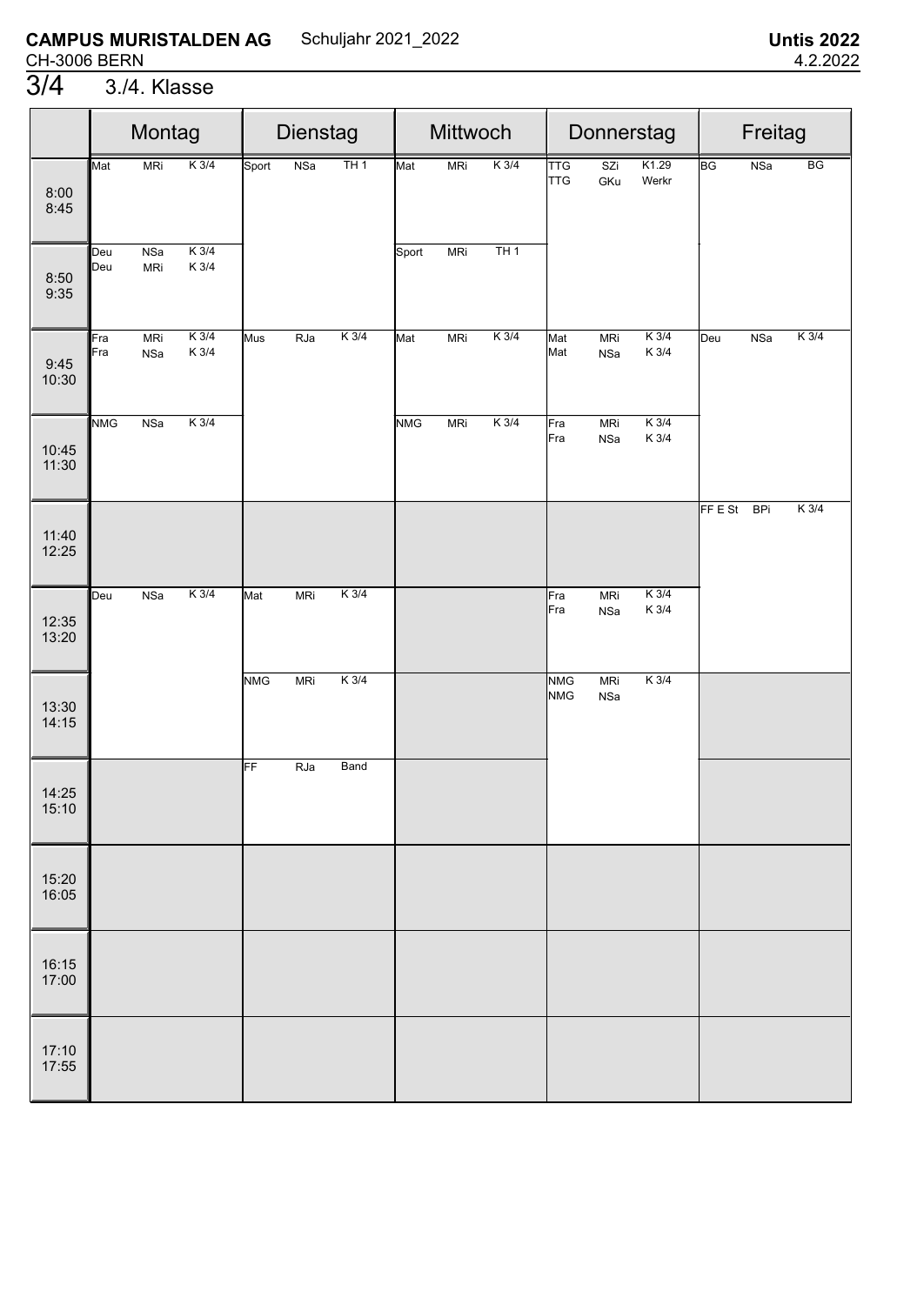**CAMPUS MURISTALDEN AG** Schuljahr 2021_2022 **Untis 2022**

CH-3006 BERN 4.2.2022

# 3/4 3./4. Klasse

| | Montag | Dienstag | Mittwoch | Donnerstag | Freitag |
|---|---|---|---|---|---|
| 8:00 8:45 | Mat MRi K 3/4 | Sport NSa TH 1 | Mat MRi K 3/4 | TTG SZi K1.29 / TTG GKu Werkr | BG NSa BG |
| 8:50 9:35 | Deu NSa K 3/4 / Deu MRi K 3/4 | | Sport MRi TH 1 | | |
| 9:45 10:30 | Fra MRi K 3/4 / Fra NSa K 3/4 | Mus RJa K 3/4 | Mat MRi K 3/4 | Mat MRi K 3/4 / Mat NSa K 3/4 | Deu NSa K 3/4 |
| 10:45 11:30 | NMG NSa K 3/4 | | NMG MRi K 3/4 | Fra MRi K 3/4 / Fra NSa K 3/4 | |
| 11:40 12:25 | | | | | FF E St BPi K 3/4 |
| 12:35 13:20 | Deu NSa K 3/4 | Mat MRi K 3/4 | | Fra MRi K 3/4 / Fra NSa K 3/4 | |
| 13:30 14:15 | | NMG MRi K 3/4 | | NMG MRi K 3/4 / NMG NSa | |
| 14:25 15:10 | | FF RJa Band | | | |
| 15:20 16:05 | | | | | |
| 16:15 17:00 | | | | | |
| 17:10 17:55 | | | | | |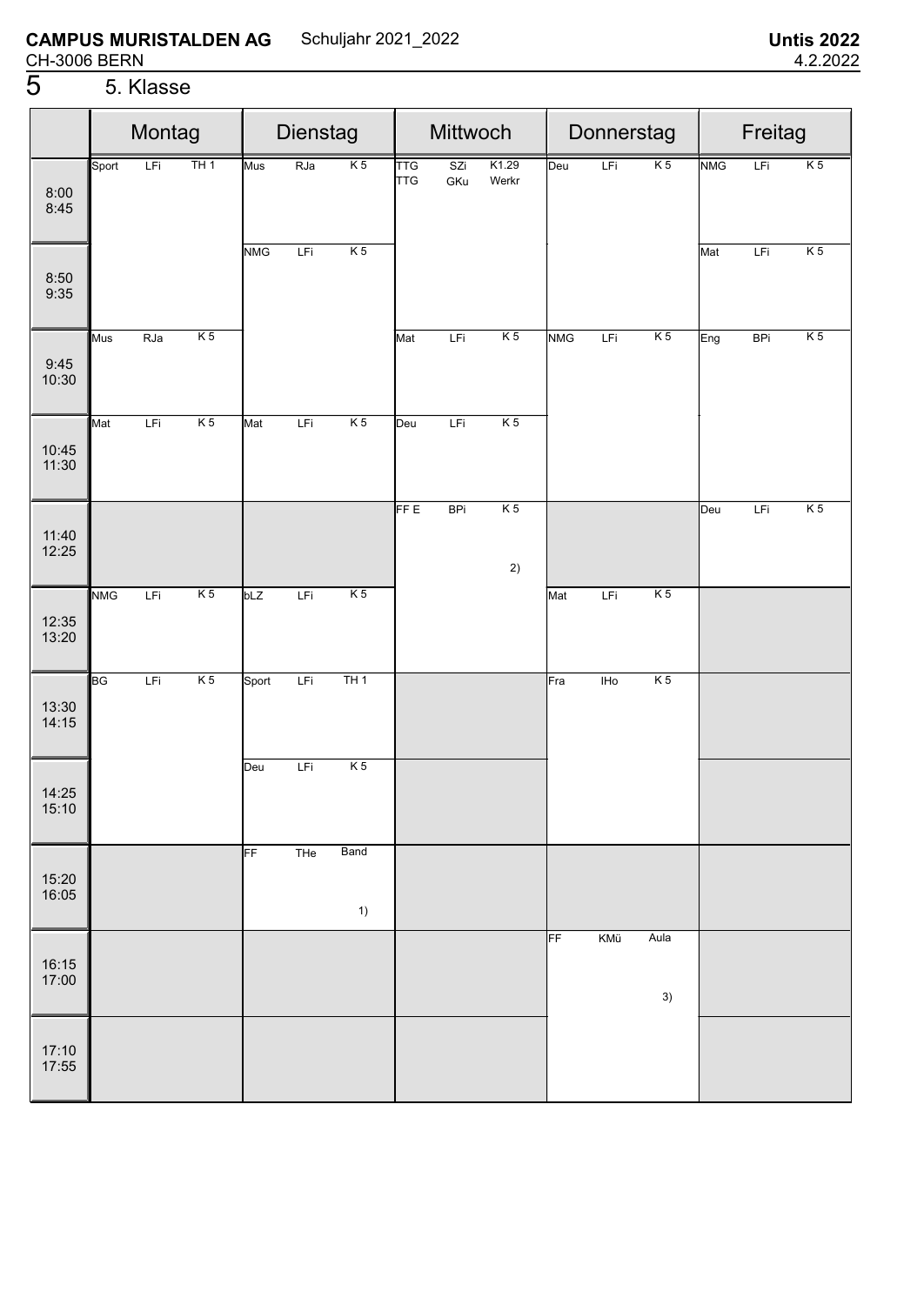**CAMPUS MURISTALDEN AG** Schuljahr 2021_2022 **Untis 2022**

CH-3006 BERN 4.2.2022

# 5 5. Klasse

| | Montag | Dienstag | Mittwoch | Donnerstag | Freitag |
|---|---|---|---|---|---|
| 8:00 8:45 | Sport LFi TH 1 | Mus RJa K 5 | TTG SZi K1.29 / TTG GKu Werkr | Deu LFi K 5 | NMG LFi K 5 |
| 8:50 9:35 | | NMG LFi K 5 | | | Mat LFi K 5 |
| 9:45 10:30 | Mus RJa K 5 | | Mat LFi K 5 | NMG LFi K 5 | Eng BPi K 5 |
| 10:45 11:30 | Mat LFi K 5 | Mat LFi K 5 | Deu LFi K 5 | | |
| 11:40 12:25 | | | FF E BPi K 5 2) | | Deu LFi K 5 |
| 12:35 13:20 | NMG LFi K 5 | bLZ LFi K 5 | | Mat LFi K 5 | |
| 13:30 14:15 | BG LFi K 5 | Sport LFi TH 1 | | Fra IHo K 5 | |
| 14:25 15:10 | | Deu LFi K 5 | | | |
| 15:20 16:05 | | FF THe Band 1) | | | |
| 16:15 17:00 | | | | FF KMü Aula 3) | |
| 17:10 17:55 | | | | | |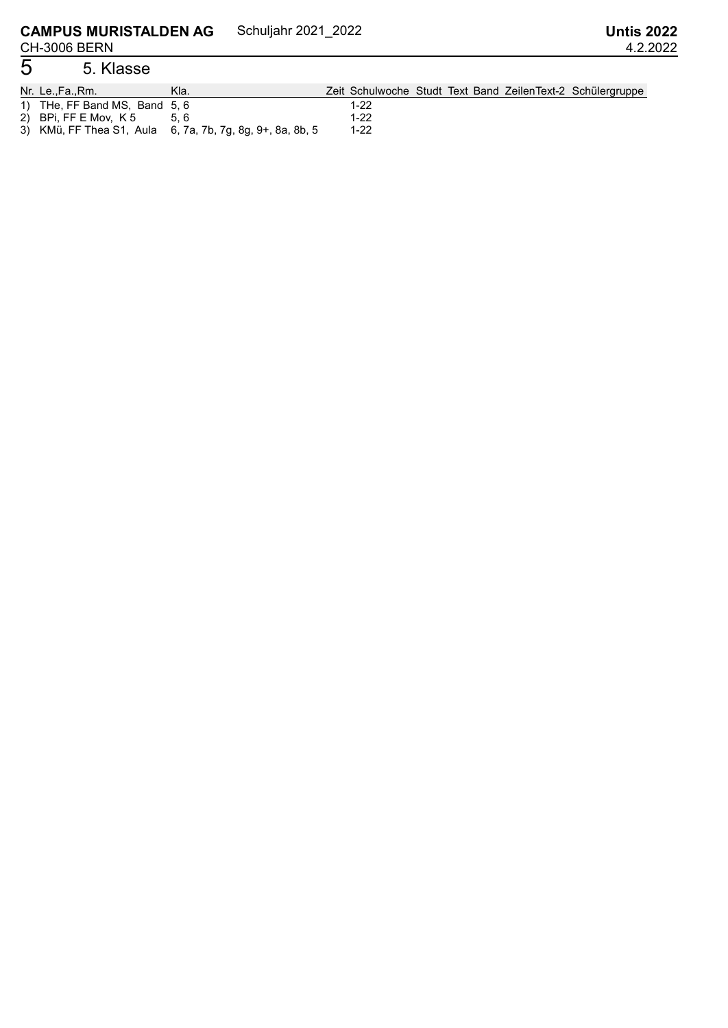# 5 5. Klasse

| Nr. | Le.,Fa.,Rm. | Kla. | Zeit | Schulwoche | Studt | Text | Band | ZeilenText-2 | Schülergruppe |
|---|---|---|---|---|---|---|---|---|---|
| 1) | THe, FF Band MS, Band | 5, 6 | | 1-22 | | | | | |
| 2) | BPi, FF E Mov, K 5 | 5, 6 | | 1-22 | | | | | |
| 3) | KMü, FF Thea S1, Aula | 6, 7a, 7b, 7g, 8g, 9+, 8a, 8b, 5 | | 1-22 | | | | | |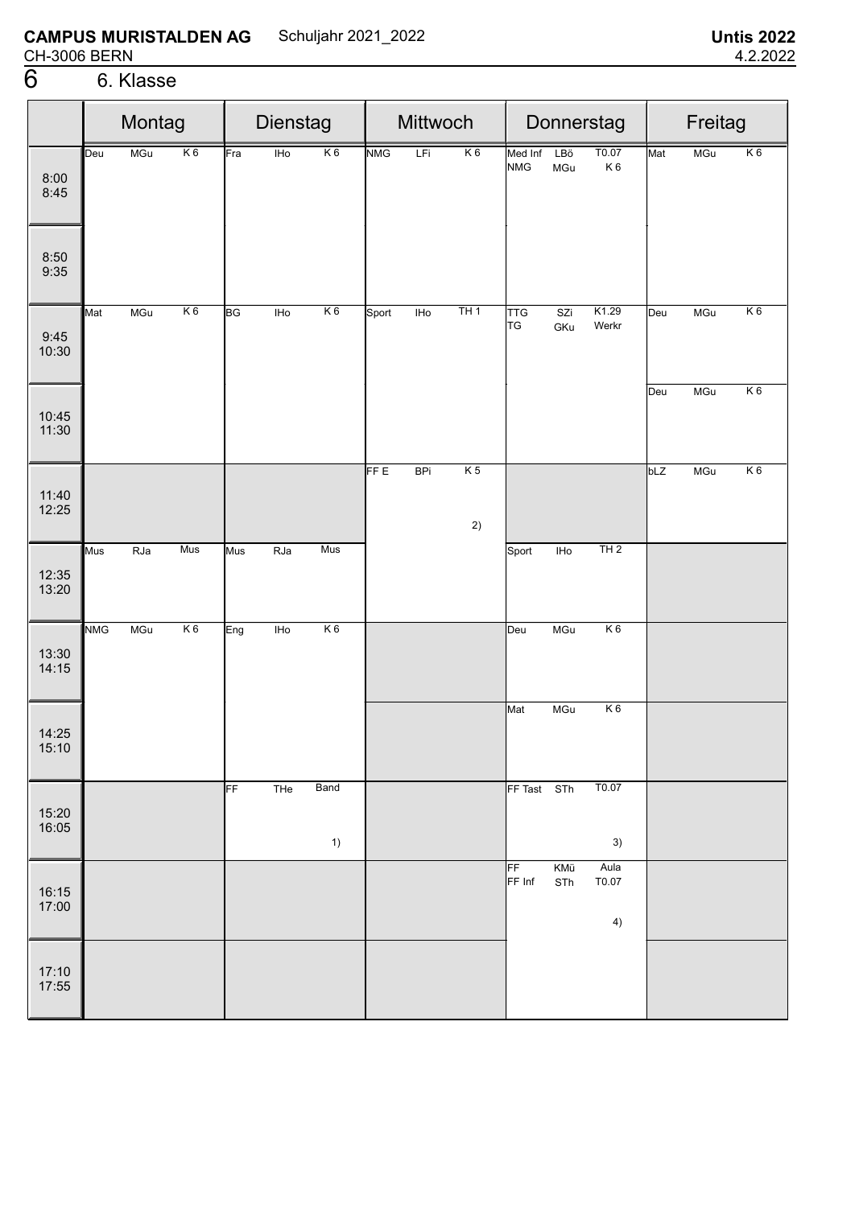**CAMPUS MURISTALDEN AG** Schuljahr 2021_2022 **Untis 2022**
CH-3006 BERN 4.2.2022

# 6 6. Klasse

| | Montag | Dienstag | Mittwoch | Donnerstag | Freitag |
|---|---|---|---|---|---|
| 8:00 8:45 | Deu MGu K 6 | Fra IHo K 6 | NMG LFi K 6 | Med Inf LBö T0.07 / NMG MGu K 6 | Mat MGu K 6 |
| 8:50 9:35 | | | | | |
| 9:45 10:30 | Mat MGu K 6 | BG IHo K 6 | Sport IHo TH 1 | TTG SZi K1.29 / TG GKu Werkr | Deu MGu K 6 |
| 10:45 11:30 | | | | | Deu MGu K 6 |
| 11:40 12:25 | | | FF E BPi K 5 2) | | bLZ MGu K 6 |
| 12:35 13:20 | Mus RJa Mus | Mus RJa Mus | | Sport IHo TH 2 | |
| 13:30 14:15 | NMG MGu K 6 | Eng IHo K 6 | | Deu MGu K 6 | |
| 14:25 15:10 | | | | Mat MGu K 6 | |
| 15:20 16:05 | | FF THe Band 1) | | FF Tast STh T0.07 3) | |
| 16:15 17:00 | | | | FF KMü Aula / FF Inf STh T0.07 4) | |
| 17:10 17:55 | | | | | |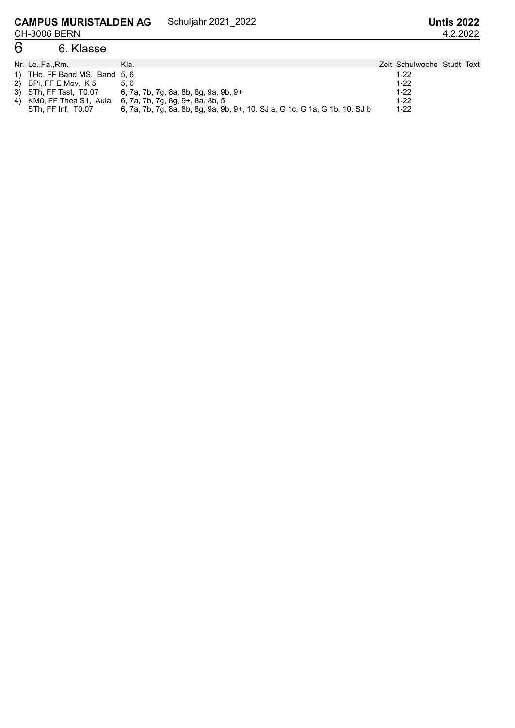**CAMPUS MURISTALDEN AG** Schuljahr 2021_2022 **Untis 2022**

CH-3006 BERN 4.2.2022

# 6 6. Klasse

| Nr. | Le.,Fa.,Rm. | Kla. | Zeit | Schulwoche | Studt | Text |
|---|---|---|---|---|---|---|
| 1) | THe, FF Band MS, Band | 5, 6 | | 1-22 | | |
| 2) | BPi, FF E Mov, K 5 | 5, 6 | | 1-22 | | |
| 3) | STh, FF Tast, T0.07 | 6, 7a, 7b, 7g, 8a, 8b, 8g, 9a, 9b, 9+ | | 1-22 | | |
| 4) | KMü, FF Thea S1, Aula | 6, 7a, 7b, 7g, 8g, 9+, 8a, 8b, 5 | | 1-22 | | |
| | STh, FF Inf, T0.07 | 6, 7a, 7b, 7g, 8a, 8b, 8g, 9a, 9b, 9+, 10. SJ a, G 1c, G 1a, G 1b, 10. SJ b | | 1-22 | | |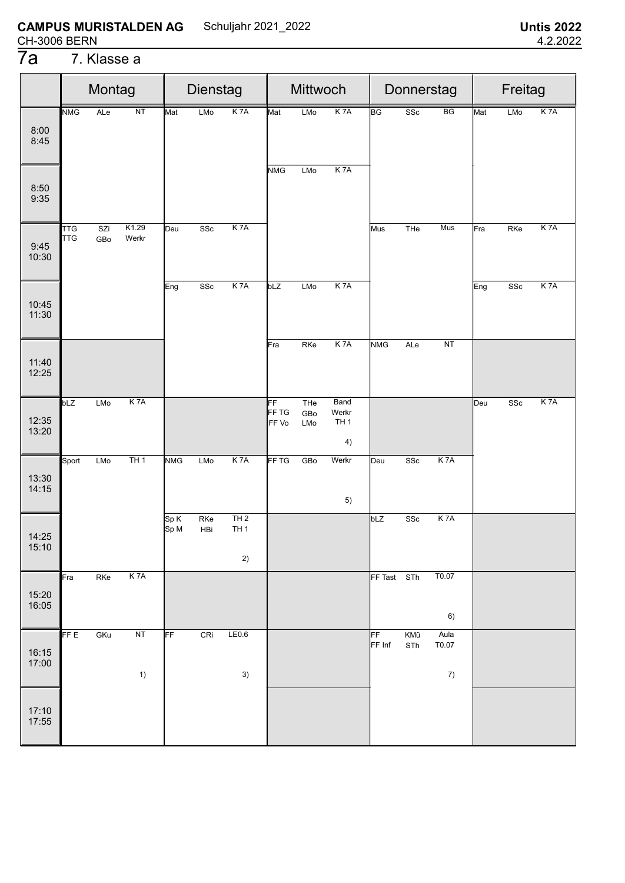**CAMPUS MURISTALDEN AG** Schuljahr 2021_2022 **Untis 2022**
CH-3006 BERN 4.2.2022

# 7a 7. Klasse a

| | Montag | Dienstag | Mittwoch | Donnerstag | Freitag |
|---|---|---|---|---|---|
| 8:00 8:45 | NMG ALe NT | Mat LMo K 7A | Mat LMo K 7A | BG SSc BG | Mat LMo K 7A |
| 8:50 9:35 | | | NMG LMo K 7A | | |
| 9:45 10:30 | TTG SZi K1.29 / TTG GBo Werkr | Deu SSc K 7A | | Mus THe Mus | Fra RKe K 7A |
| 10:45 11:30 | | Eng SSc K 7A | bLZ LMo K 7A | | Eng SSc K 7A |
| 11:40 12:25 | | | Fra RKe K 7A | NMG ALe NT | |
| 12:35 13:20 | bLZ LMo K 7A | | FF THe Band / FF TG GBo Werkr / FF Vo LMo TH 1 4) | | Deu SSc K 7A |
| 13:30 14:15 | Sport LMo TH 1 | NMG LMo K 7A | FF TG GBo Werkr 5) | Deu SSc K 7A | |
| 14:25 15:10 | | Sp K RKe TH 2 / Sp M HBi TH 1 2) | | bLZ SSc K 7A | |
| 15:20 16:05 | Fra RKe K 7A | | | FF Tast STh T0.07 6) | |
| 16:15 17:00 | FF E GKu NT 1) | FF CRi LE0.6 3) | | FF KMü Aula / FF Inf STh T0.07 7) | |
| 17:10 17:55 | | | | | |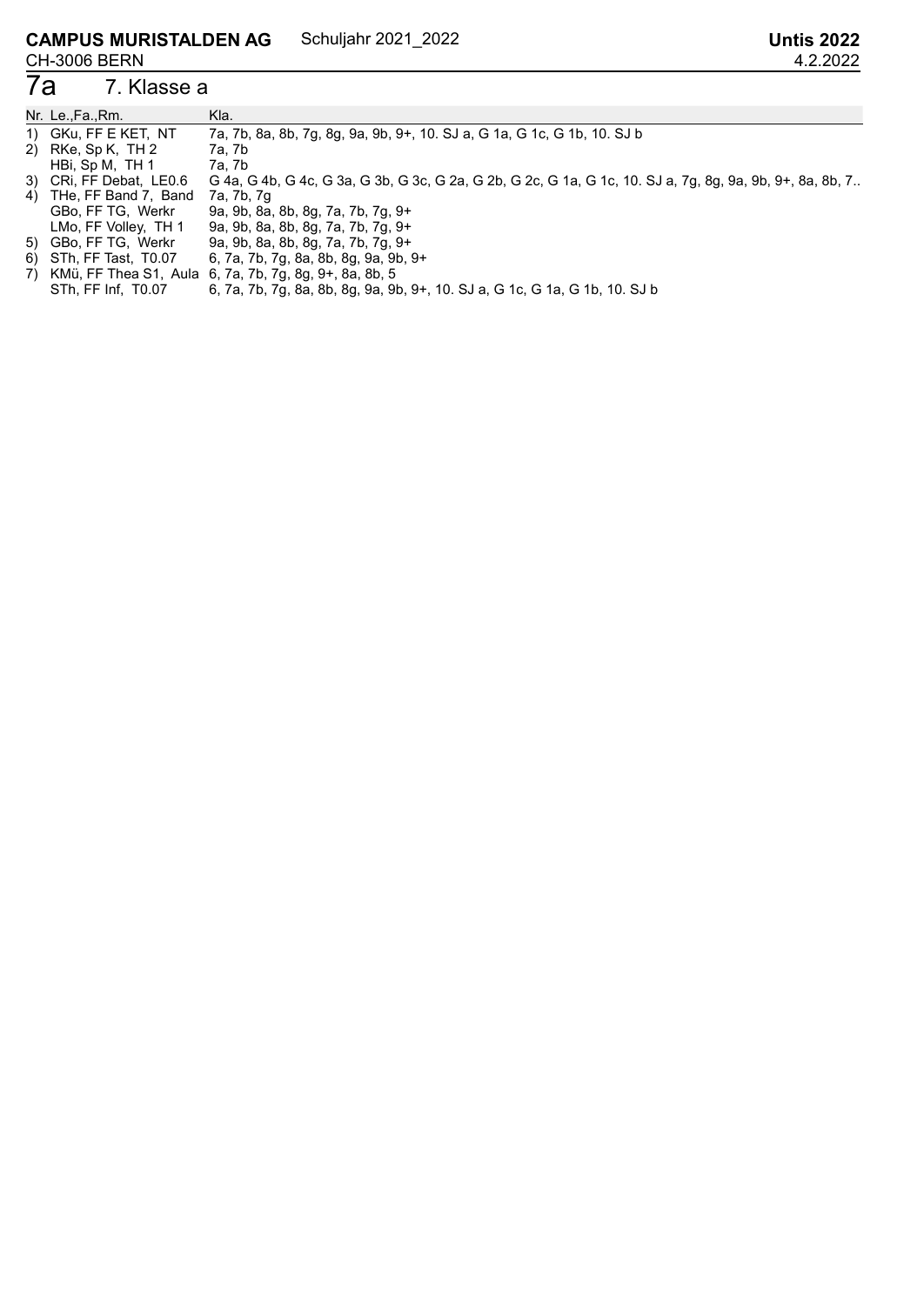**CAMPUS MURISTALDEN AG** Schuljahr 2021_2022 **Untis 2022**
CH-3006 BERN 4.2.2022

# 7a 7. Klasse a

| Nr. | Le.,Fa.,Rm. | Kla. |
|---|---|---|
| 1) | GKu, FF E KET, NT | 7a, 7b, 8a, 8b, 7g, 8g, 9a, 9b, 9+, 10. SJ a, G 1a, G 1c, G 1b, 10. SJ b |
| 2) | RKe, Sp K, TH 2 | 7a, 7b |
| | HBi, Sp M, TH 1 | 7a, 7b |
| 3) | CRi, FF Debat, LE0.6 | G 4a, G 4b, G 4c, G 3a, G 3b, G 3c, G 2a, G 2b, G 2c, G 1a, G 1c, 10. SJ a, 7g, 8g, 9a, 9b, 9+, 8a, 8b, 7.. |
| 4) | THe, FF Band 7, Band | 7a, 7b, 7g |
| | GBo, FF TG, Werkr | 9a, 9b, 8a, 8b, 8g, 7a, 7b, 7g, 9+ |
| | LMo, FF Volley, TH 1 | 9a, 9b, 8a, 8b, 8g, 7a, 7b, 7g, 9+ |
| 5) | GBo, FF TG, Werkr | 9a, 9b, 8a, 8b, 8g, 7a, 7b, 7g, 9+ |
| 6) | STh, FF Tast, T0.07 | 6, 7a, 7b, 7g, 8a, 8b, 8g, 9a, 9b, 9+ |
| 7) | KMü, FF Thea S1, Aula | 6, 7a, 7b, 7g, 8g, 9+, 8a, 8b, 5 |
| | STh, FF Inf, T0.07 | 6, 7a, 7b, 7g, 8a, 8b, 8g, 9a, 9b, 9+, 10. SJ a, G 1c, G 1a, G 1b, 10. SJ b |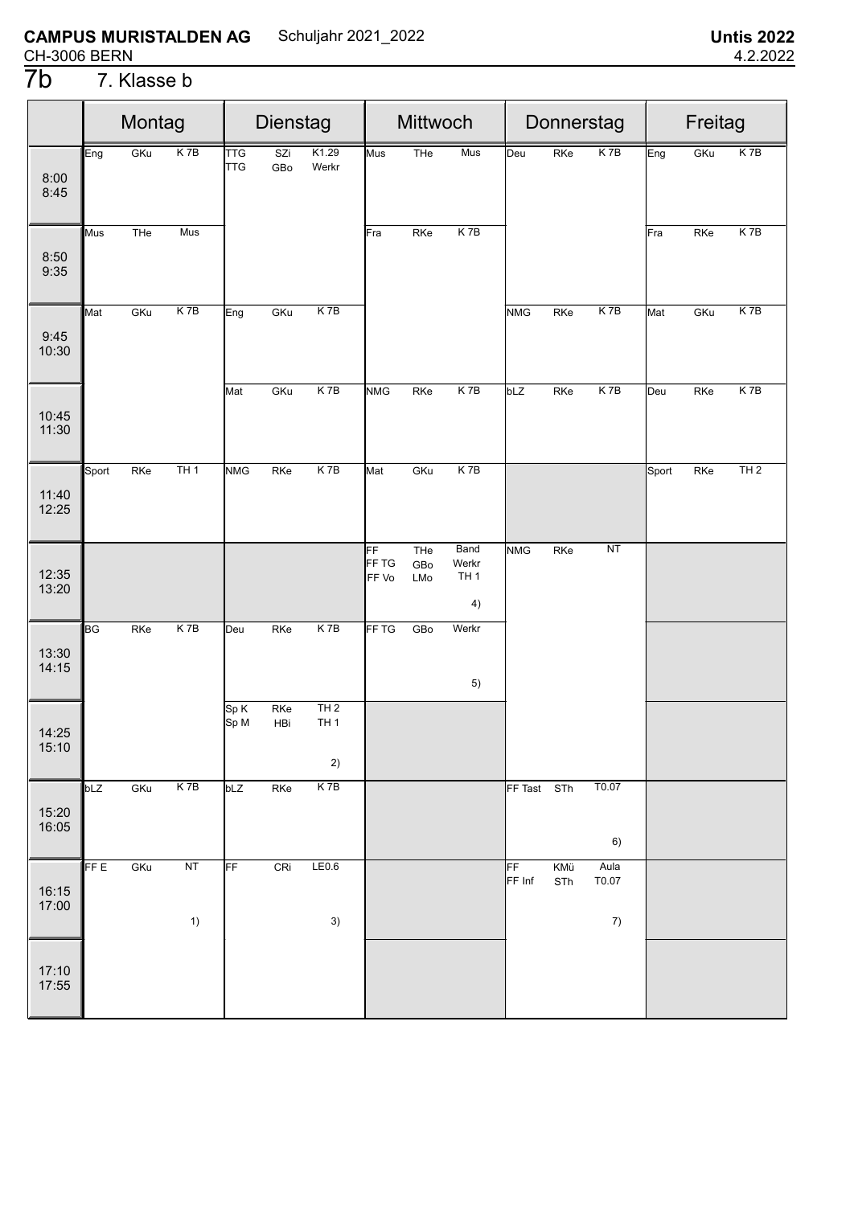**CAMPUS MURISTALDEN AG** Schuljahr 2021_2022 **Untis 2022**
CH-3006 BERN 4.2.2022

# 7b 7. Klasse b

| | Montag | Dienstag | Mittwoch | Donnerstag | Freitag |
|---|---|---|---|---|---|
| 8:00 8:45 | Eng GKu K 7B | TTG SZi K1.29 / TTG GBo Werkr | Mus THe Mus | Deu RKe K 7B | Eng GKu K 7B |
| 8:50 9:35 | Mus THe Mus | | Fra RKe K 7B | | Fra RKe K 7B |
| 9:45 10:30 | Mat GKu K 7B | Eng GKu K 7B | | NMG RKe K 7B | Mat GKu K 7B |
| 10:45 11:30 | | Mat GKu K 7B | NMG RKe K 7B | bLZ RKe K 7B | Deu RKe K 7B |
| 11:40 12:25 | Sport RKe TH 1 | NMG RKe K 7B | Mat GKu K 7B | | Sport RKe TH 2 |
| 12:35 13:20 | | | FF THe Band / FF TG GBo Werkr / FF Vo LMo TH 1 4) | NMG RKe NT | |
| 13:30 14:15 | BG RKe K 7B | Deu RKe K 7B | FF TG GBo Werkr 5) | | |
| 14:25 15:10 | | Sp K RKe TH 2 / Sp M HBi TH 1 2) | | | |
| 15:20 16:05 | bLZ GKu K 7B | bLZ RKe K 7B | | FF Tast STh T0.07 6) | |
| 16:15 17:00 | FF E GKu NT 1) | FF CRi LE0.6 3) | | FF KMü Aula / FF Inf STh T0.07 7) | |
| 17:10 17:55 | | | | | |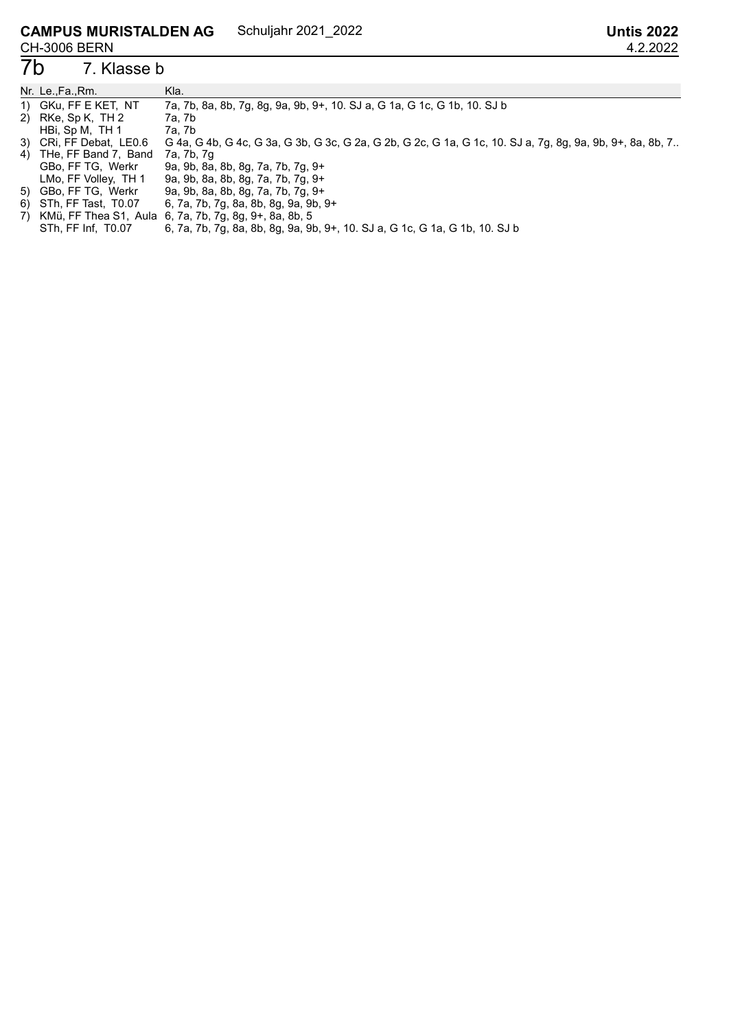**CAMPUS MURISTALDEN AG** Schuljahr 2021_2022 **Untis 2022**
CH-3006 BERN 4.2.2022

# 7b 7. Klasse b

| Nr. | Le.,Fa.,Rm. | Kla. |
|---|---|---|
| 1) | GKu, FF E KET, NT | 7a, 7b, 8a, 8b, 7g, 8g, 9a, 9b, 9+, 10. SJ a, G 1a, G 1c, G 1b, 10. SJ b |
| 2) | RKe, Sp K, TH 2 | 7a, 7b |
| | HBi, Sp M, TH 1 | 7a, 7b |
| 3) | CRi, FF Debat, LE0.6 | G 4a, G 4b, G 4c, G 3a, G 3b, G 3c, G 2a, G 2b, G 2c, G 1a, G 1c, 10. SJ a, 7g, 8g, 9a, 9b, 9+, 8a, 8b, 7.. |
| 4) | THe, FF Band 7, Band | 7a, 7b, 7g |
| | GBo, FF TG, Werkr | 9a, 9b, 8a, 8b, 8g, 7a, 7b, 7g, 9+ |
| | LMo, FF Volley, TH 1 | 9a, 9b, 8a, 8b, 8g, 7a, 7b, 7g, 9+ |
| 5) | GBo, FF TG, Werkr | 9a, 9b, 8a, 8b, 8g, 7a, 7b, 7g, 9+ |
| 6) | STh, FF Tast, T0.07 | 6, 7a, 7b, 7g, 8a, 8b, 8g, 9a, 9b, 9+ |
| 7) | KMü, FF Thea S1, Aula | 6, 7a, 7b, 7g, 8g, 9+, 8a, 8b, 5 |
| | STh, FF Inf, T0.07 | 6, 7a, 7b, 7g, 8a, 8b, 8g, 9a, 9b, 9+, 10. SJ a, G 1c, G 1a, G 1b, 10. SJ b |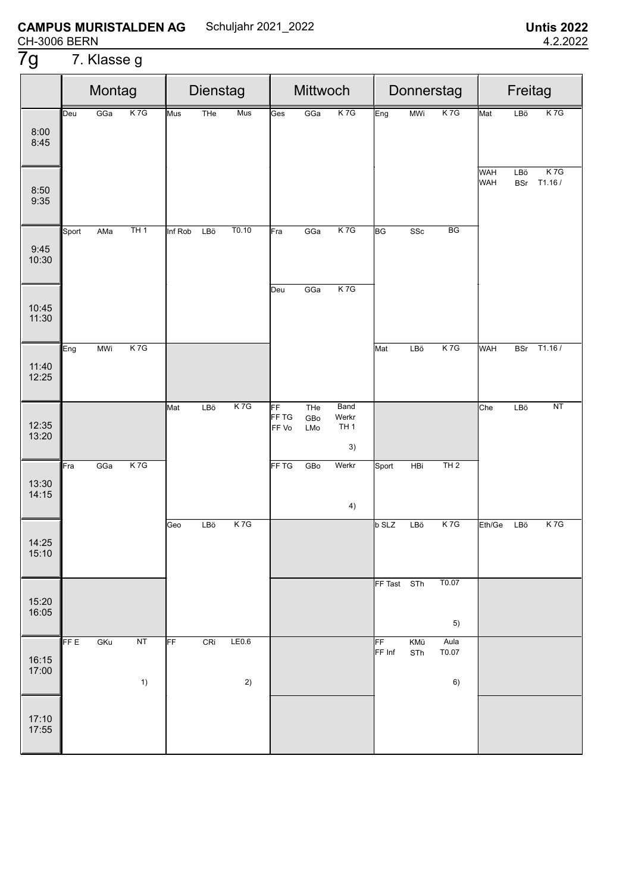**CAMPUS MURISTALDEN AG** Schuljahr 2021_2022 **Untis 2022**
CH-3006 BERN 4.2.2022

# 7g 7. Klasse g

| | Montag | Dienstag | Mittwoch | Donnerstag | Freitag |
|---|---|---|---|---|---|
| 8:00 8:45 | Deu GGa K 7G | Mus THe Mus | Ges GGa K 7G | Eng MWi K 7G | Mat LBö K 7G |
| 8:50 9:35 | | | | | WAH LBö K 7G<br>WAH BSr T1.16 / |
| 9:45 10:30 | Sport AMa TH 1 | Inf Rob LBö T0.10 | Fra GGa K 7G | BG SSc BG | |
| 10:45 11:30 | | | Deu GGa K 7G | | |
| 11:40 12:25 | Eng MWi K 7G | | | Mat LBö K 7G | WAH BSr T1.16 / |
| 12:35 13:20 | | Mat LBö K 7G | FF THe Band<br>FF TG GBo Werkr<br>FF Vo LMo TH 1<br>3) | | Che LBö NT |
| 13:30 14:15 | Fra GGa K 7G | | FF TG GBo Werkr<br>4) | Sport HBi TH 2 | |
| 14:25 15:10 | | Geo LBö K 7G | | b SLZ LBö K 7G | Eth/Ge LBö K 7G |
| 15:20 16:05 | | | | FF Tast STh T0.07<br>5) | |
| 16:15 17:00 | FF E GKu NT<br>1) | FF CRi LE0.6<br>2) | | FF KMü Aula<br>FF Inf STh T0.07<br>6) | |
| 17:10 17:55 | | | | | |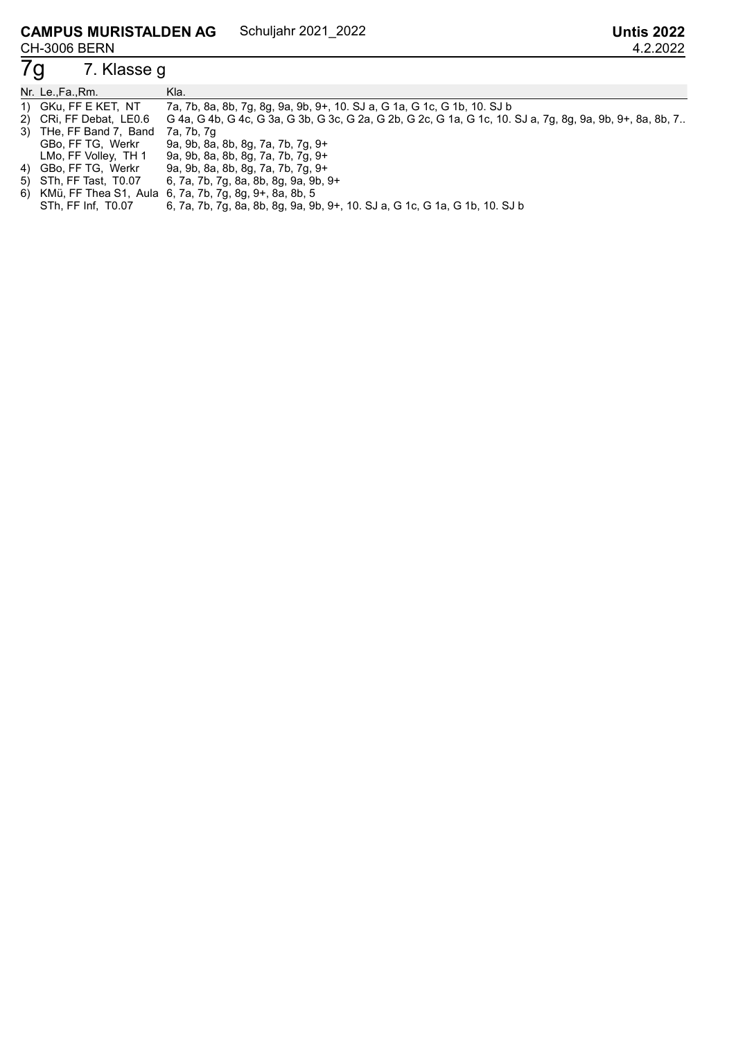**CAMPUS MURISTALDEN AG** Schuljahr 2021_2022 **Untis 2022**

CH-3006 BERN 4.2.2022

# 7g 7. Klasse g

| Nr. | Le.,Fa.,Rm. | Kla. |
|---|---|---|
| 1) | GKu, FF E KET, NT | 7a, 7b, 8a, 8b, 7g, 8g, 9a, 9b, 9+, 10. SJ a, G 1a, G 1c, G 1b, 10. SJ b |
| 2) | CRi, FF Debat, LE0.6 | G 4a, G 4b, G 4c, G 3a, G 3b, G 3c, G 2a, G 2b, G 2c, G 1a, G 1c, 10. SJ a, 7g, 8g, 9a, 9b, 9+, 8a, 8b, 7.. |
| 3) | THe, FF Band 7, Band | 7a, 7b, 7g |
| | GBo, FF TG, Werkr | 9a, 9b, 8a, 8b, 8g, 7a, 7b, 7g, 9+ |
| | LMo, FF Volley, TH 1 | 9a, 9b, 8a, 8b, 8g, 7a, 7b, 7g, 9+ |
| 4) | GBo, FF TG, Werkr | 9a, 9b, 8a, 8b, 8g, 7a, 7b, 7g, 9+ |
| 5) | STh, FF Tast, T0.07 | 6, 7a, 7b, 7g, 8a, 8b, 8g, 9a, 9b, 9+ |
| 6) | KMü, FF Thea S1, Aula | 6, 7a, 7b, 7g, 8g, 9+, 8a, 8b, 5 |
| | STh, FF Inf, T0.07 | 6, 7a, 7b, 7g, 8a, 8b, 8g, 9a, 9b, 9+, 10. SJ a, G 1c, G 1a, G 1b, 10. SJ b |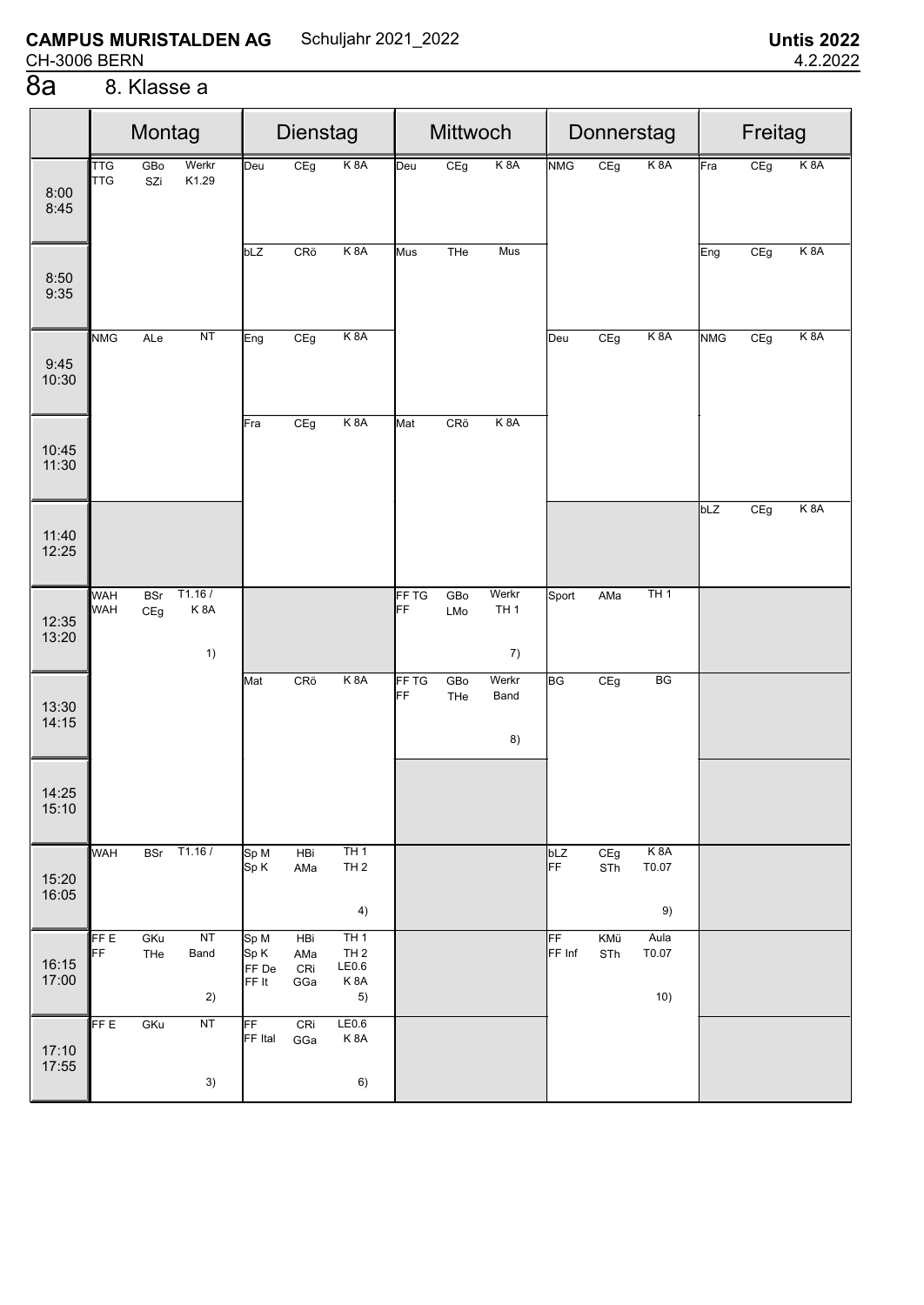**CAMPUS MURISTALDEN AG** Schuljahr 2021_2022 **Untis 2022**
CH-3006 BERN 4.2.2022

# 8a 8. Klasse a

| | Montag | Dienstag | Mittwoch | Donnerstag | Freitag |
|---|---|---|---|---|---|
| 8:00 8:45 | TTG GBo Werkr / TTG SZi K1.29 | Deu CEg K 8A | Deu CEg K 8A | NMG CEg K 8A | Fra CEg K 8A |
| 8:50 9:35 | | bLZ CRö K 8A | Mus THe Mus | | Eng CEg K 8A |
| 9:45 10:30 | NMG ALe NT | Eng CEg K 8A | | Deu CEg K 8A | NMG CEg K 8A |
| 10:45 11:30 | | Fra CEg K 8A | Mat CRö K 8A | | |
| 11:40 12:25 | | | | | bLZ CEg K 8A |
| 12:35 13:20 | WAH BSr T1.16 / WAH CEg K 8A 1) | | FF TG GBo Werkr / FF LMo TH 1 7) | Sport AMa TH 1 | |
| 13:30 14:15 | | Mat CRö K 8A | FF TG GBo Werkr / FF THe Band 8) | BG CEg BG | |
| 14:25 15:10 | | | | | |
| 15:20 16:05 | WAH BSr T1.16 / | Sp M HBi TH 1 / Sp K AMa TH 2 4) | | bLZ CEg K 8A / FF STh T0.07 9) | |
| 16:15 17:00 | FF E GKu NT / FF THe Band 2) | Sp M HBi TH 1 / Sp K AMa TH 2 / FF De CRi LE0.6 / FF It GGa K 8A 5) | | FF KMü Aula / FF Inf STh T0.07 10) | |
| 17:10 17:55 | FF E GKu NT 3) | FF CRi LE0.6 / FF Ital GGa K 8A 6) | | | |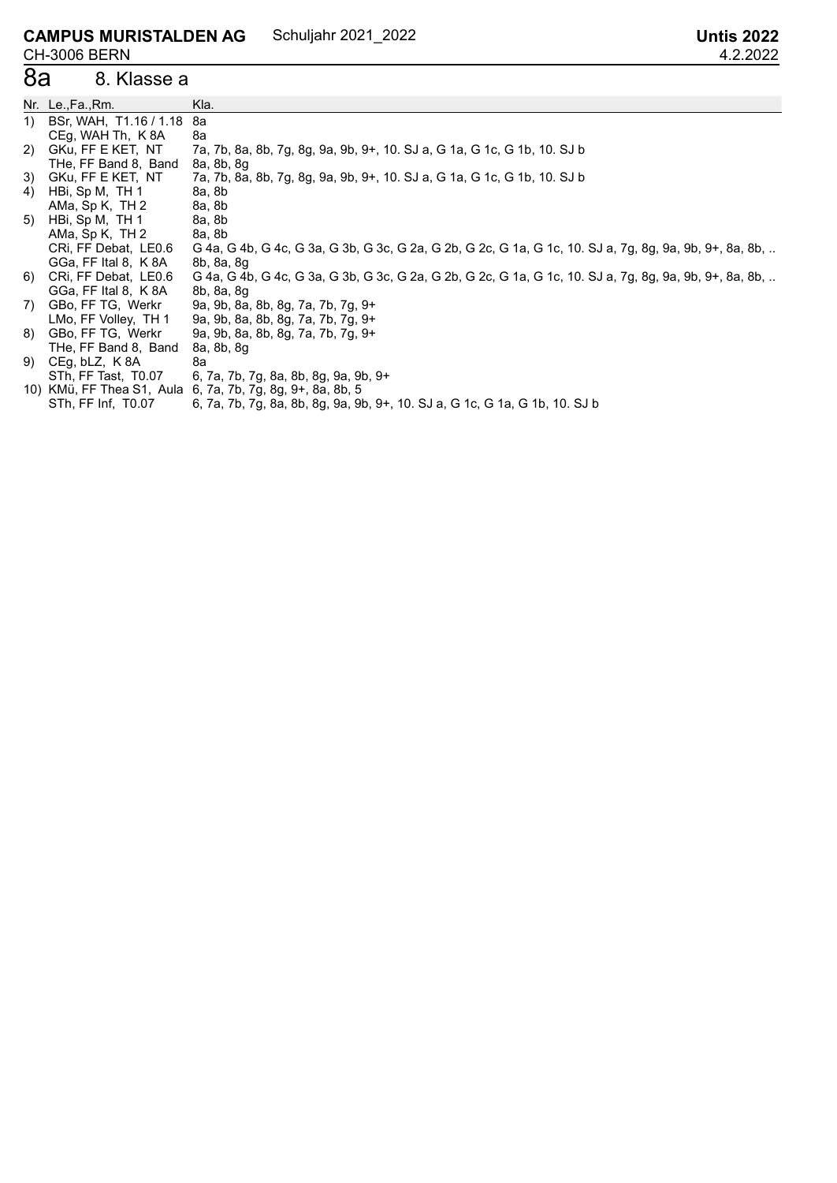## 8a 8. Klasse a

| Nr. | Le.,Fa.,Rm. | Kla. |
|---|---|---|
| 1) | BSr, WAH, T1.16 / 1.18 | 8a |
| | CEg, WAH Th, K 8A | 8a |
| 2) | GKu, FF E KET, NT | 7a, 7b, 8a, 8b, 7g, 8g, 9a, 9b, 9+, 10. SJ a, G 1a, G 1c, G 1b, 10. SJ b |
| | THe, FF Band 8, Band | 8a, 8b, 8g |
| 3) | GKu, FF E KET, NT | 7a, 7b, 8a, 8b, 7g, 8g, 9a, 9b, 9+, 10. SJ a, G 1a, G 1c, G 1b, 10. SJ b |
| 4) | HBi, Sp M, TH 1 | 8a, 8b |
| | AMa, Sp K, TH 2 | 8a, 8b |
| 5) | HBi, Sp M, TH 1 | 8a, 8b |
| | AMa, Sp K, TH 2 | 8a, 8b |
| | CRi, FF Debat, LE0.6 | G 4a, G 4b, G 4c, G 3a, G 3b, G 3c, G 2a, G 2b, G 2c, G 1a, G 1c, 10. SJ a, 7g, 8g, 9a, 9b, 9+, 8a, 8b, .. |
| | GGa, FF Ital 8, K 8A | 8b, 8a, 8g |
| 6) | CRi, FF Debat, LE0.6 | G 4a, G 4b, G 4c, G 3a, G 3b, G 3c, G 2a, G 2b, G 2c, G 1a, G 1c, 10. SJ a, 7g, 8g, 9a, 9b, 9+, 8a, 8b, .. |
| | GGa, FF Ital 8, K 8A | 8b, 8a, 8g |
| 7) | GBo, FF TG, Werkr | 9a, 9b, 8a, 8b, 8g, 7a, 7b, 7g, 9+ |
| | LMo, FF Volley, TH 1 | 9a, 9b, 8a, 8b, 8g, 7a, 7b, 7g, 9+ |
| 8) | GBo, FF TG, Werkr | 9a, 9b, 8a, 8b, 8g, 7a, 7b, 7g, 9+ |
| | THe, FF Band 8, Band | 8a, 8b, 8g |
| 9) | CEg, bLZ, K 8A | 8a |
| | STh, FF Tast, T0.07 | 6, 7a, 7b, 7g, 8a, 8b, 8g, 9a, 9b, 9+ |
| 10) | KMü, FF Thea S1, Aula | 6, 7a, 7b, 7g, 8g, 9+, 8a, 8b, 5 |
| | STh, FF Inf, T0.07 | 6, 7a, 7b, 7g, 8a, 8b, 8g, 9a, 9b, 9+, 10. SJ a, G 1c, G 1a, G 1b, 10. SJ b |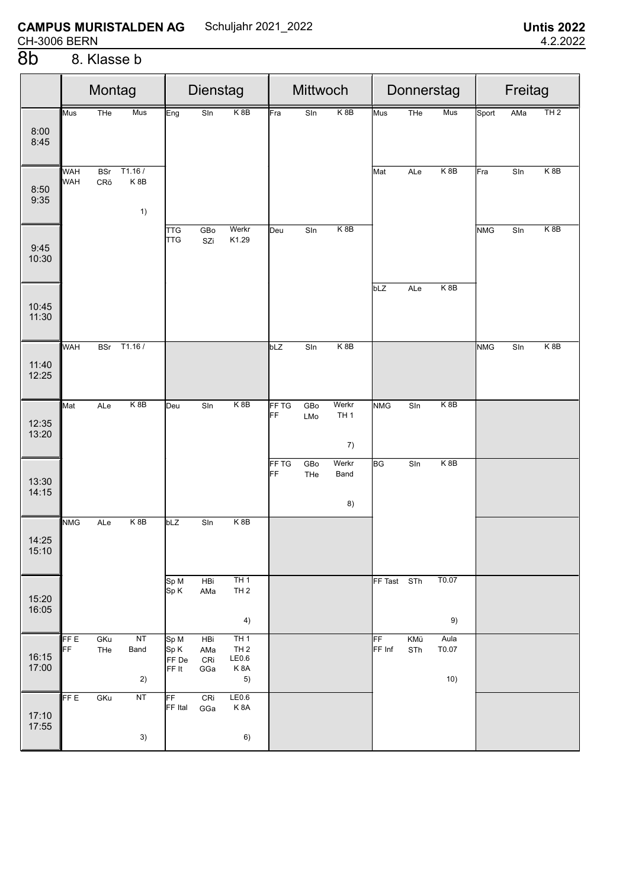**CAMPUS MURISTALDEN AG** Schuljahr 2021_2022 **Untis 2022**
CH-3006 BERN 4.2.2022

# 8b 8. Klasse b

| | Montag | Dienstag | Mittwoch | Donnerstag | Freitag |
|---|---|---|---|---|---|
| 8:00 8:45 | Mus THe Mus | Eng SIn K 8B | Fra SIn K 8B | Mus THe Mus | Sport AMa TH 2 |
| 8:50 9:35 | WAH BSr T1.16 / WAH CRö K 8B 1) | | | Mat ALe K 8B | Fra SIn K 8B |
| 9:45 10:30 | | TTG GBo Werkr TTG SZi K1.29 | Deu SIn K 8B | | NMG SIn K 8B |
| 10:45 11:30 | | | | bLZ ALe K 8B | |
| 11:40 12:25 | WAH BSr T1.16 / | | bLZ SIn K 8B | | NMG SIn K 8B |
| 12:35 13:20 | Mat ALe K 8B | Deu SIn K 8B | FF TG GBo Werkr FF LMo TH 1 7) | NMG SIn K 8B | |
| 13:30 14:15 | | | FF TG GBo Werkr FF THe Band 8) | BG SIn K 8B | |
| 14:25 15:10 | NMG ALe K 8B | bLZ SIn K 8B | | | |
| 15:20 16:05 | | Sp M HBi TH 1 Sp K AMa TH 2 4) | | FF Tast STh T0.07 9) | |
| 16:15 17:00 | FF E GKu NT FF THe Band 2) | Sp M HBi TH 1 Sp K AMa TH 2 FF De CRi LE0.6 FF It GGa K 8A 5) | | FF KMü Aula FF Inf STh T0.07 10) | |
| 17:10 17:55 | FF E GKu NT 3) | FF CRi LE0.6 FF Ital GGa K 8A 6) | | | |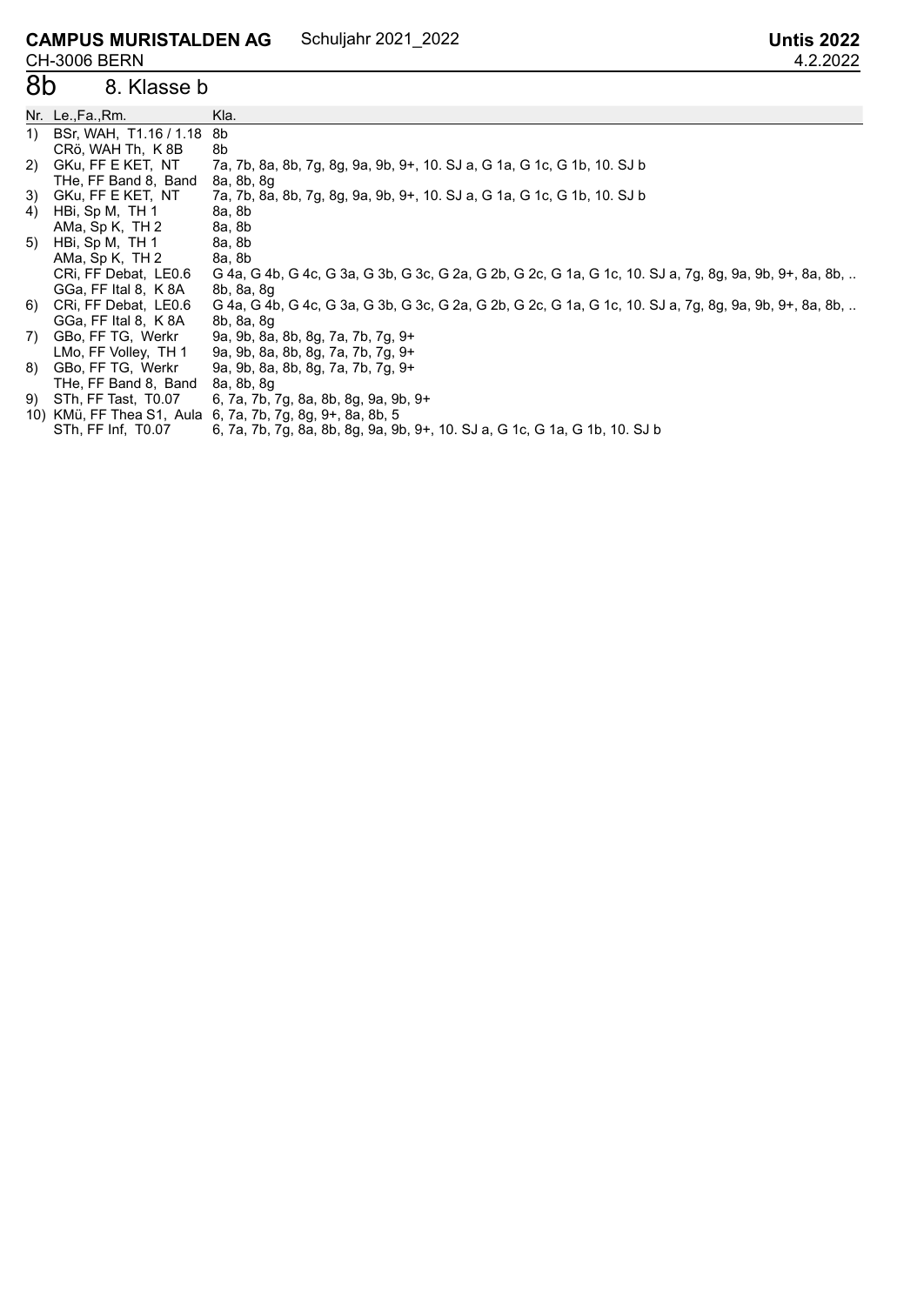**CAMPUS MURISTALDEN AG** Schuljahr 2021_2022 **Untis 2022**
CH-3006 BERN 4.2.2022

# 8b 8. Klasse b

| Nr. | Le.,Fa.,Rm. | Kla. |
|---|---|---|
| 1) | BSr, WAH, T1.16 / 1.18 | 8b |
| | CRö, WAH Th, K 8B | 8b |
| 2) | GKu, FF E KET, NT | 7a, 7b, 8a, 8b, 7g, 8g, 9a, 9b, 9+, 10. SJ a, G 1a, G 1c, G 1b, 10. SJ b |
| | THe, FF Band 8, Band | 8a, 8b, 8g |
| 3) | GKu, FF E KET, NT | 7a, 7b, 8a, 8b, 7g, 8g, 9a, 9b, 9+, 10. SJ a, G 1a, G 1c, G 1b, 10. SJ b |
| 4) | HBi, Sp M, TH 1 | 8a, 8b |
| | AMa, Sp K, TH 2 | 8a, 8b |
| 5) | HBi, Sp M, TH 1 | 8a, 8b |
| | AMa, Sp K, TH 2 | 8a, 8b |
| | CRi, FF Debat, LE0.6 | G 4a, G 4b, G 4c, G 3a, G 3b, G 3c, G 2a, G 2b, G 2c, G 1a, G 1c, 10. SJ a, 7g, 8g, 9a, 9b, 9+, 8a, 8b, .. |
| | GGa, FF Ital 8, K 8A | 8b, 8a, 8g |
| 6) | CRi, FF Debat, LE0.6 | G 4a, G 4b, G 4c, G 3a, G 3b, G 3c, G 2a, G 2b, G 2c, G 1a, G 1c, 10. SJ a, 7g, 8g, 9a, 9b, 9+, 8a, 8b, .. |
| | GGa, FF Ital 8, K 8A | 8b, 8a, 8g |
| 7) | GBo, FF TG, Werkr | 9a, 9b, 8a, 8b, 8g, 7a, 7b, 7g, 9+ |
| | LMo, FF Volley, TH 1 | 9a, 9b, 8a, 8b, 8g, 7a, 7b, 7g, 9+ |
| 8) | GBo, FF TG, Werkr | 9a, 9b, 8a, 8b, 8g, 7a, 7b, 7g, 9+ |
| | THe, FF Band 8, Band | 8a, 8b, 8g |
| 9) | STh, FF Tast, T0.07 | 6, 7a, 7b, 7g, 8a, 8b, 8g, 9a, 9b, 9+ |
| 10) | KMü, FF Thea S1, Aula | 6, 7a, 7b, 7g, 8g, 9+, 8a, 8b, 5 |
| | STh, FF Inf, T0.07 | 6, 7a, 7b, 7g, 8a, 8b, 8g, 9a, 9b, 9+, 10. SJ a, G 1c, G 1a, G 1b, 10. SJ b |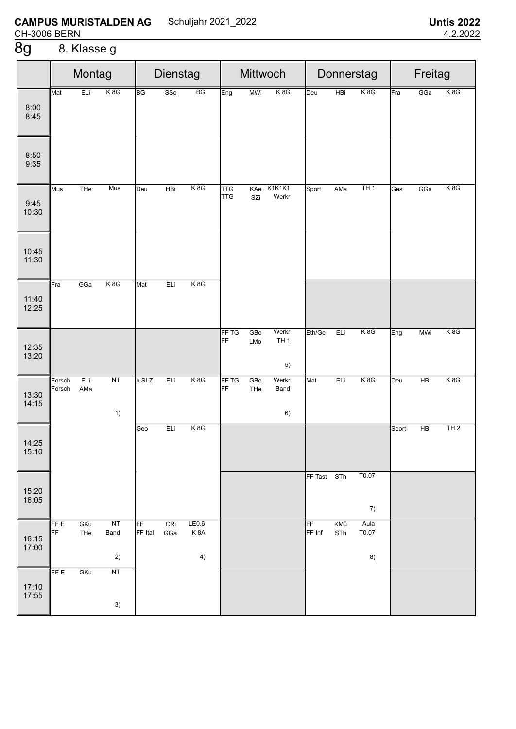**CAMPUS MURISTALDEN AG** Schuljahr 2021_2022 **Untis 2022**
CH-3006 BERN 4.2.2022

# 8g 8. Klasse g

| | Montag | Dienstag | Mittwoch | Donnerstag | Freitag |
|---|---|---|---|---|---|
| 8:00 8:45 | Mat ELi K 8G | BG SSc BG | Eng MWi K 8G | Deu HBi K 8G | Fra GGa K 8G |
| 8:50 9:35 | | | | | |
| 9:45 10:30 | Mus THe Mus | Deu HBi K 8G | TTG KAe K1K1K1 / TTG SZi Werkr | Sport AMa TH 1 | Ges GGa K 8G |
| 10:45 11:30 | | | | | |
| 11:40 12:25 | Fra GGa K 8G | Mat ELi K 8G | | | |
| 12:35 13:20 | | | FF TG GBo Werkr / FF LMo TH 1 5) | Eth/Ge ELi K 8G | Eng MWi K 8G |
| 13:30 14:15 | Forsch ELi NT / Forsch AMa 1) | b SLZ ELi K 8G | FF TG GBo Werkr / FF THe Band 6) | Mat ELi K 8G | Deu HBi K 8G |
| 14:25 15:10 | | Geo ELi K 8G | | | Sport HBi TH 2 |
| 15:20 16:05 | | | | FF Tast STh T0.07 7) | |
| 16:15 17:00 | FF E GKu NT / FF THe Band 2) | FF CRi LE0.6 / FF Ital GGa K 8A 4) | | FF KMü Aula / FF Inf STh T0.07 8) | |
| 17:10 17:55 | FF E GKu NT 3) | | | | |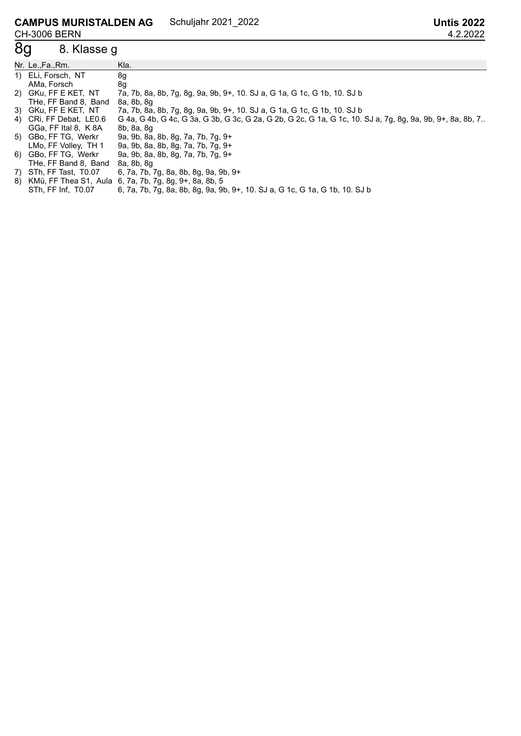**CAMPUS MURISTALDEN AG** Schuljahr 2021_2022 **Untis 2022**
CH-3006 BERN 4.2.2022

# 8g 8. Klasse g

| Nr. | Le.,Fa.,Rm. | Kla. |
|---|---|---|
| 1) | ELi, Forsch, NT | 8g |
| | AMa, Forsch | 8g |
| 2) | GKu, FF E KET, NT | 7a, 7b, 8a, 8b, 7g, 8g, 9a, 9b, 9+, 10. SJ a, G 1a, G 1c, G 1b, 10. SJ b |
| | THe, FF Band 8, Band | 8a, 8b, 8g |
| 3) | GKu, FF E KET, NT | 7a, 7b, 8a, 8b, 7g, 8g, 9a, 9b, 9+, 10. SJ a, G 1a, G 1c, G 1b, 10. SJ b |
| 4) | CRi, FF Debat, LE0.6 | G 4a, G 4b, G 4c, G 3a, G 3b, G 3c, G 2a, G 2b, G 2c, G 1a, G 1c, 10. SJ a, 7g, 8g, 9a, 9b, 9+, 8a, 8b, 7.. |
| | GGa, FF Ital 8, K 8A | 8b, 8a, 8g |
| 5) | GBo, FF TG, Werkr | 9a, 9b, 8a, 8b, 8g, 7a, 7b, 7g, 9+ |
| | LMo, FF Volley, TH 1 | 9a, 9b, 8a, 8b, 8g, 7a, 7b, 7g, 9+ |
| 6) | GBo, FF TG, Werkr | 9a, 9b, 8a, 8b, 8g, 7a, 7b, 7g, 9+ |
| | THe, FF Band 8, Band | 8a, 8b, 8g |
| 7) | STh, FF Tast, T0.07 | 6, 7a, 7b, 7g, 8a, 8b, 8g, 9a, 9b, 9+ |
| 8) | KMü, FF Thea S1, Aula | 6, 7a, 7b, 7g, 8g, 9+, 8a, 8b, 5 |
| | STh, FF Inf, T0.07 | 6, 7a, 7b, 7g, 8a, 8b, 8g, 9a, 9b, 9+, 10. SJ a, G 1c, G 1a, G 1b, 10. SJ b |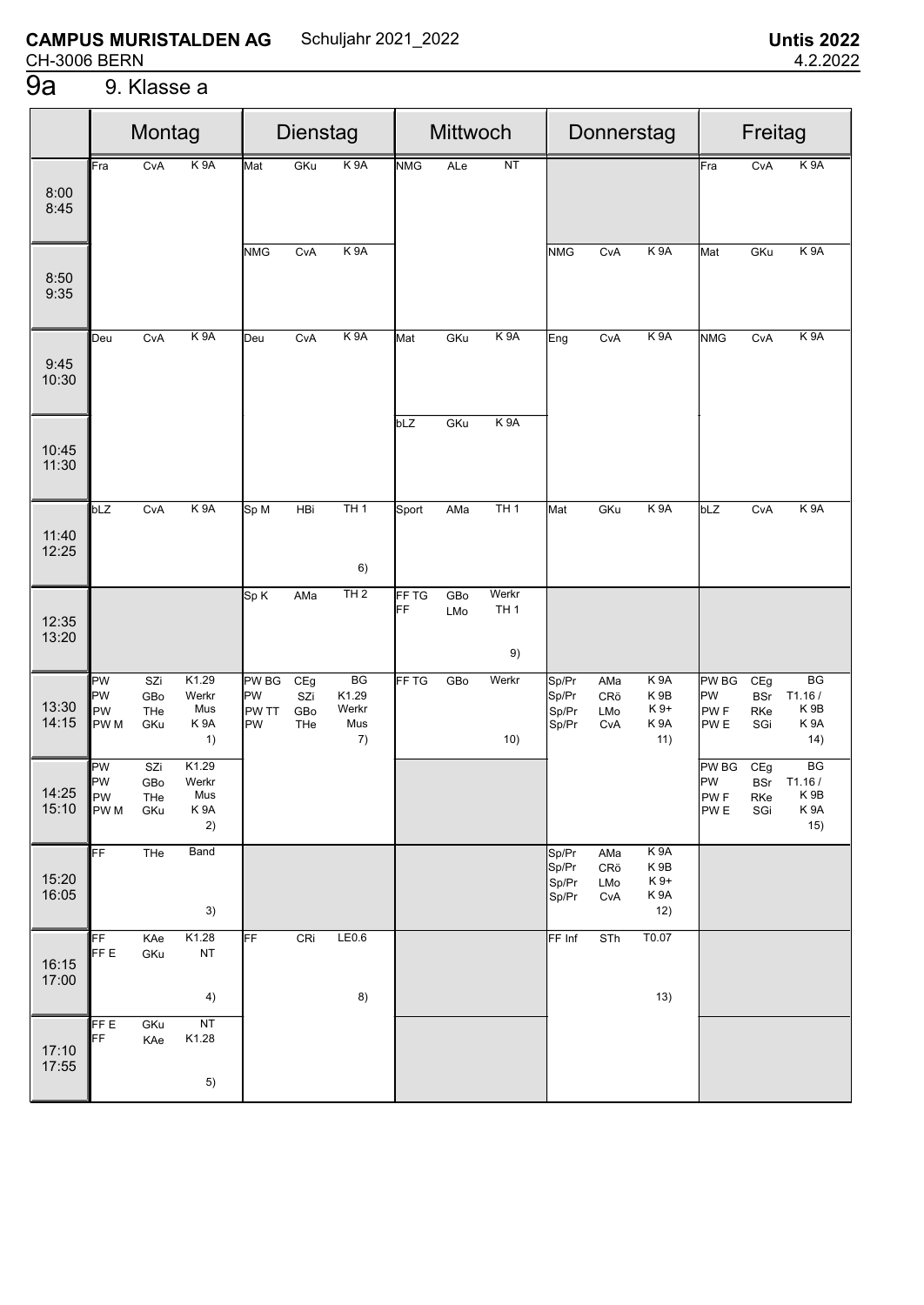**CAMPUS MURISTALDEN AG** Schuljahr 2021_2022 **Untis 2022**
CH-3006 BERN 4.2.2022

# 9a 9. Klasse a

| | Montag | Dienstag | Mittwoch | Donnerstag | Freitag |
|---|---|---|---|---|---|
| 8:00 8:45 | Fra CvA K 9A | Mat GKu K 9A | NMG ALe NT | | Fra CvA K 9A |
| 8:50 9:35 | | NMG CvA K 9A | | NMG CvA K 9A | Mat GKu K 9A |
| 9:45 10:30 | Deu CvA K 9A | Deu CvA K 9A | Mat GKu K 9A | Eng CvA K 9A | NMG CvA K 9A |
| 10:45 11:30 | | | bLZ GKu K 9A | | |
| 11:40 12:25 | bLZ CvA K 9A | Sp M HBi TH 1 6) | Sport AMa TH 1 | Mat GKu K 9A | bLZ CvA K 9A |
| 12:35 13:20 | | Sp K AMa TH 2 | FF TG GBo Werkr<br>FF LMo TH 1<br>9) | | |
| 13:30 14:15 | PW SZi K1.29<br>PW GBo Werkr<br>PW THe Mus<br>PW M GKu K 9A<br>1) | PW BG CEg BG<br>PW SZi K1.29<br>PW TT GBo Werkr<br>PW THe Mus<br>7) | FF TG GBo Werkr<br>10) | Sp/Pr AMa K 9A<br>Sp/Pr CRö K 9B<br>Sp/Pr LMo K 9+<br>Sp/Pr CvA K 9A<br>11) | PW BG CEg BG<br>PW BSr T1.16 /<br>PW F RKe K 9B<br>PW E SGi K 9A<br>14) |
| 14:25 15:10 | PW SZi K1.29<br>PW GBo Werkr<br>PW THe Mus<br>PW M GKu K 9A<br>2) | | | | PW BG CEg BG<br>PW BSr T1.16 /<br>PW F RKe K 9B<br>PW E SGi K 9A<br>15) |
| 15:20 16:05 | FF THe Band<br>3) | | | Sp/Pr AMa K 9A<br>Sp/Pr CRö K 9B<br>Sp/Pr LMo K 9+<br>Sp/Pr CvA K 9A<br>12) | |
| 16:15 17:00 | FF KAe K1.28<br>FF E GKu NT<br>4) | FF CRi LE0.6<br>8) | | FF Inf STh T0.07<br>13) | |
| 17:10 17:55 | FF E GKu NT<br>FF KAe K1.28<br>5) | | | | |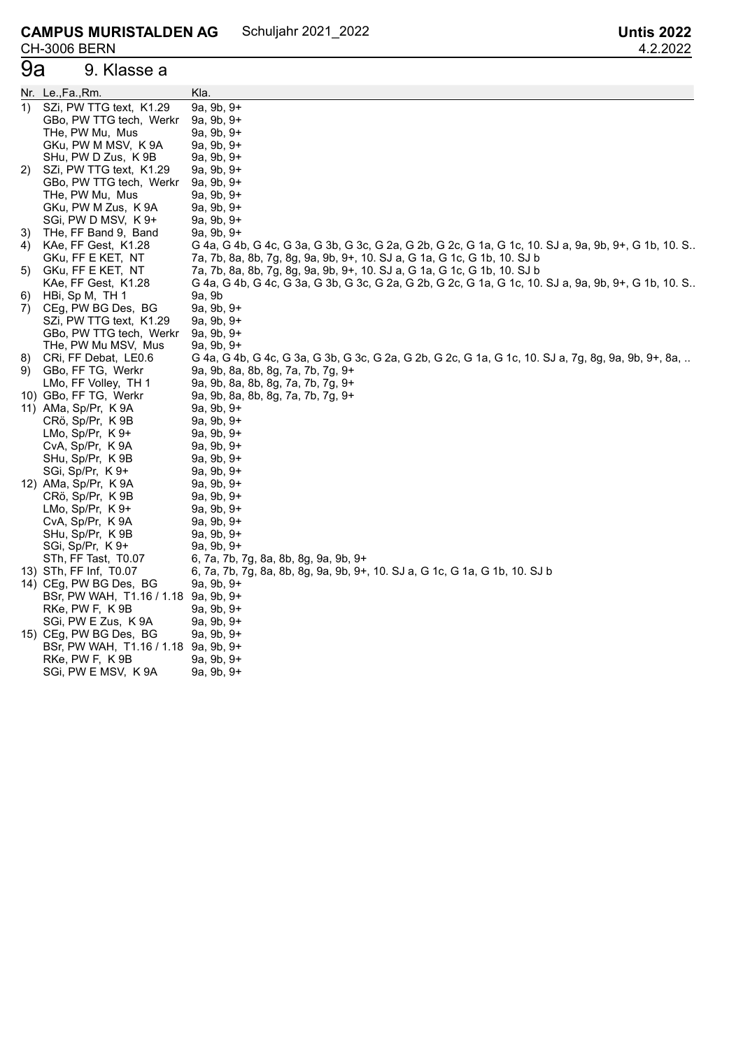**CAMPUS MURISTALDEN AG** Schuljahr 2021_2022 **Untis 2022**
CH-3006 BERN 4.2.2022

# 9a 9. Klasse a

| Nr. | Le.,Fa.,Rm. | Kla. |
|---|---|---|
| 1) | SZi, PW TTG text, K1.29 | 9a, 9b, 9+ |
| | GBo, PW TTG tech, Werkr | 9a, 9b, 9+ |
| | THe, PW Mu, Mus | 9a, 9b, 9+ |
| | GKu, PW M MSV, K 9A | 9a, 9b, 9+ |
| | SHu, PW D Zus, K 9B | 9a, 9b, 9+ |
| 2) | SZi, PW TTG text, K1.29 | 9a, 9b, 9+ |
| | GBo, PW TTG tech, Werkr | 9a, 9b, 9+ |
| | THe, PW Mu, Mus | 9a, 9b, 9+ |
| | GKu, PW M Zus, K 9A | 9a, 9b, 9+ |
| | SGi, PW D MSV, K 9+ | 9a, 9b, 9+ |
| 3) | THe, FF Band 9, Band | 9a, 9b, 9+ |
| 4) | KAe, FF Gest, K1.28 | G 4a, G 4b, G 4c, G 3a, G 3b, G 3c, G 2a, G 2b, G 2c, G 1a, G 1c, 10. SJ a, 9a, 9b, 9+, G 1b, 10. S.. |
| | GKu, FF E KET, NT | 7a, 7b, 8a, 8b, 7g, 8g, 9a, 9b, 9+, 10. SJ a, G 1a, G 1c, G 1b, 10. SJ b |
| 5) | GKu, FF E KET, NT | 7a, 7b, 8a, 8b, 7g, 8g, 9a, 9b, 9+, 10. SJ a, G 1a, G 1c, G 1b, 10. SJ b |
| | KAe, FF Gest, K1.28 | G 4a, G 4b, G 4c, G 3a, G 3b, G 3c, G 2a, G 2b, G 2c, G 1a, G 1c, 10. SJ a, 9a, 9b, 9+, G 1b, 10. S.. |
| 6) | HBi, Sp M, TH 1 | 9a, 9b |
| 7) | CEg, PW BG Des, BG | 9a, 9b, 9+ |
| | SZi, PW TTG text, K1.29 | 9a, 9b, 9+ |
| | GBo, PW TTG tech, Werkr | 9a, 9b, 9+ |
| | THe, PW Mu MSV, Mus | 9a, 9b, 9+ |
| 8) | CRi, FF Debat, LE0.6 | G 4a, G 4b, G 4c, G 3a, G 3b, G 3c, G 2a, G 2b, G 2c, G 1a, G 1c, 10. SJ a, 7g, 8g, 9a, 9b, 9+, 8a, .. |
| 9) | GBo, FF TG, Werkr | 9a, 9b, 8a, 8b, 8g, 7a, 7b, 7g, 9+ |
| | LMo, FF Volley, TH 1 | 9a, 9b, 8a, 8b, 8g, 7a, 7b, 7g, 9+ |
| 10) | GBo, FF TG, Werkr | 9a, 9b, 8a, 8b, 8g, 7a, 7b, 7g, 9+ |
| 11) | AMa, Sp/Pr, K 9A | 9a, 9b, 9+ |
| | CRö, Sp/Pr, K 9B | 9a, 9b, 9+ |
| | LMo, Sp/Pr, K 9+ | 9a, 9b, 9+ |
| | CvA, Sp/Pr, K 9A | 9a, 9b, 9+ |
| | SHu, Sp/Pr, K 9B | 9a, 9b, 9+ |
| | SGi, Sp/Pr, K 9+ | 9a, 9b, 9+ |
| 12) | AMa, Sp/Pr, K 9A | 9a, 9b, 9+ |
| | CRö, Sp/Pr, K 9B | 9a, 9b, 9+ |
| | LMo, Sp/Pr, K 9+ | 9a, 9b, 9+ |
| | CvA, Sp/Pr, K 9A | 9a, 9b, 9+ |
| | SHu, Sp/Pr, K 9B | 9a, 9b, 9+ |
| | SGi, Sp/Pr, K 9+ | 9a, 9b, 9+ |
| | STh, FF Tast, T0.07 | 6, 7a, 7b, 7g, 8a, 8b, 8g, 9a, 9b, 9+ |
| 13) | STh, FF Inf, T0.07 | 6, 7a, 7b, 7g, 8a, 8b, 8g, 9a, 9b, 9+, 10. SJ a, G 1c, G 1a, G 1b, 10. SJ b |
| 14) | CEg, PW BG Des, BG | 9a, 9b, 9+ |
| | BSr, PW WAH, T1.16 / 1.18 | 9a, 9b, 9+ |
| | RKe, PW F, K 9B | 9a, 9b, 9+ |
| | SGi, PW E Zus, K 9A | 9a, 9b, 9+ |
| 15) | CEg, PW BG Des, BG | 9a, 9b, 9+ |
| | BSr, PW WAH, T1.16 / 1.18 | 9a, 9b, 9+ |
| | RKe, PW F, K 9B | 9a, 9b, 9+ |
| | SGi, PW E MSV, K 9A | 9a, 9b, 9+ |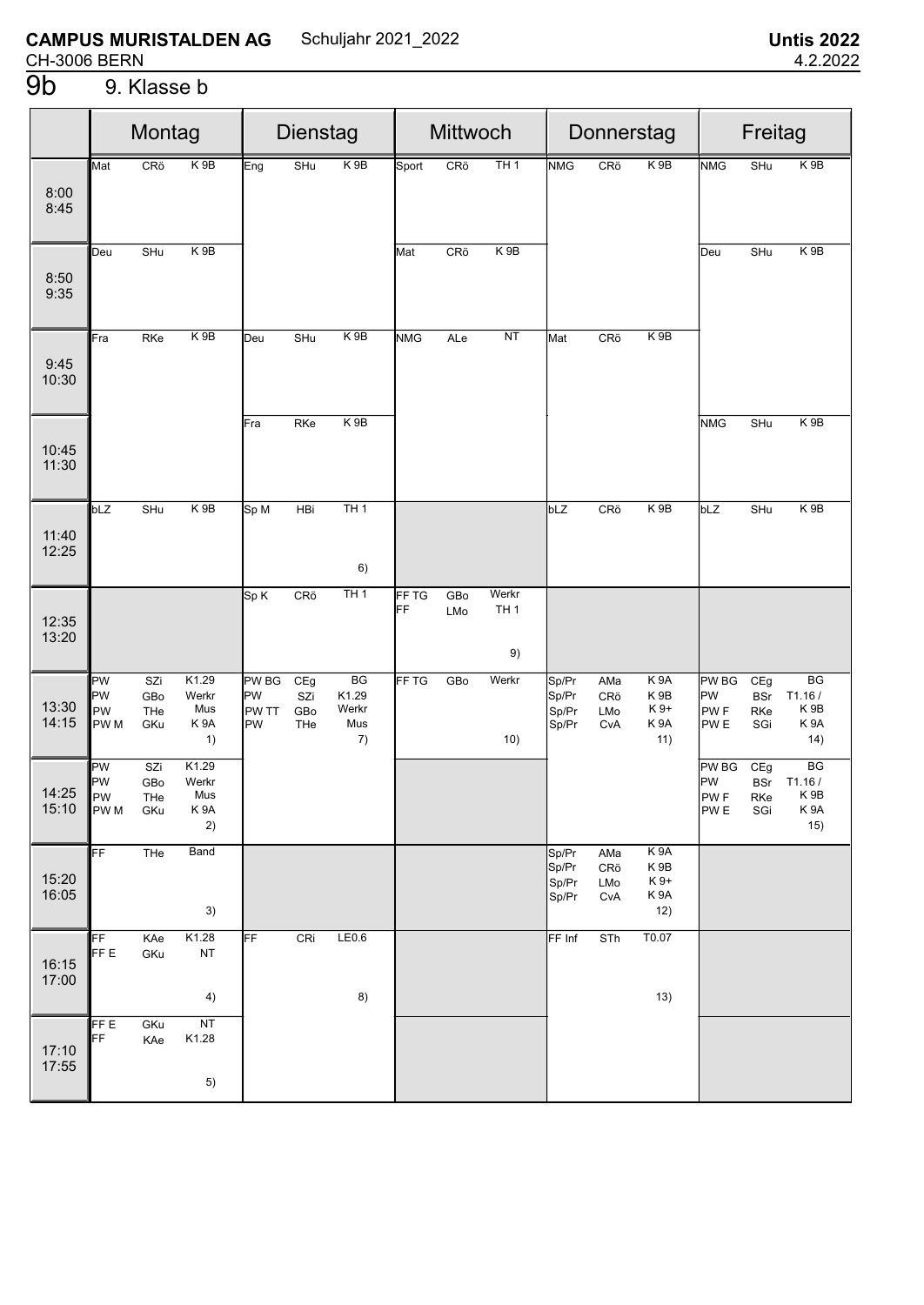**CAMPUS MURISTALDEN AG** Schuljahr 2021_2022 **Untis 2022**
CH-3006 BERN 4.2.2022

# 9b 9. Klasse b

| | Montag | Dienstag | Mittwoch | Donnerstag | Freitag |
|---|---|---|---|---|---|
| 8:00 8:45 | Mat CRö K 9B | Eng SHu K 9B | Sport CRö TH 1 | NMG CRö K 9B | NMG SHu K 9B |
| 8:50 9:35 | Deu SHu K 9B | | Mat CRö K 9B | | Deu SHu K 9B |
| 9:45 10:30 | Fra RKe K 9B | Deu SHu K 9B | NMG ALe NT | Mat CRö K 9B | |
| 10:45 11:30 | | Fra RKe K 9B | | | NMG SHu K 9B |
| 11:40 12:25 | bLZ SHu K 9B | Sp M HBi TH 1 6) | | bLZ CRö K 9B | bLZ SHu K 9B |
| 12:35 13:20 | | Sp K CRö TH 1 | FF TG GBo Werkr; FF LMo TH 1 9) | | |
| 13:30 14:15 | PW SZi K1.29; PW GBo Werkr; PW THe Mus; PW M GKu K 9A 1) | PW BG CEg BG; PW SZi K1.29; PW TT GBo Werkr; PW THe Mus 7) | FF TG GBo Werkr 10) | Sp/Pr AMa K 9A; Sp/Pr CRö K 9B; Sp/Pr LMo K 9+; Sp/Pr CvA K 9A 11) | PW BG CEg BG; PW BSr T1.16 /; PW F RKe K 9B; PW E SGi K 9A 14) |
| 14:25 15:10 | PW SZi K1.29; PW GBo Werkr; PW THe Mus; PW M GKu K 9A 2) | | | | PW BG CEg BG; PW BSr T1.16 /; PW F RKe K 9B; PW E SGi K 9A 15) |
| 15:20 16:05 | FF THe Band 3) | | | Sp/Pr AMa K 9A; Sp/Pr CRö K 9B; Sp/Pr LMo K 9+; Sp/Pr CvA K 9A 12) | |
| 16:15 17:00 | FF KAe K1.28; FF E GKu NT 4) | FF CRi LE0.6 8) | | FF Inf STh T0.07 13) | |
| 17:10 17:55 | FF E GKu NT; FF KAe K1.28 5) | | | | |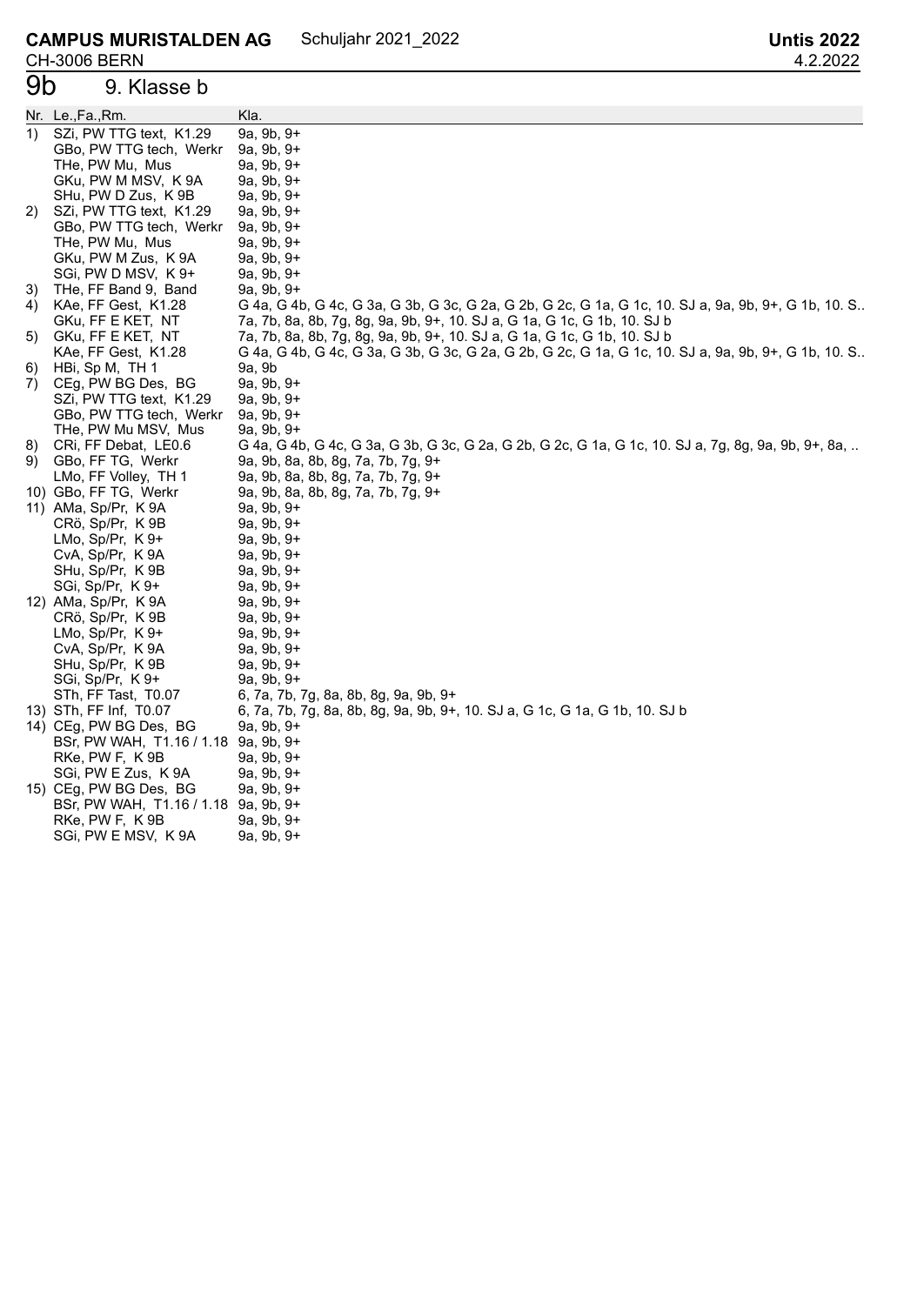**CAMPUS MURISTALDEN AG** Schuljahr 2021_2022 **Untis 2022**
CH-3006 BERN 4.2.2022

# 9b 9. Klasse b

| Nr. | Le.,Fa.,Rm. | Kla. |
|---|---|---|
| 1) | SZi, PW TTG text, K1.29 | 9a, 9b, 9+ |
| | GBo, PW TTG tech, Werkr | 9a, 9b, 9+ |
| | THe, PW Mu, Mus | 9a, 9b, 9+ |
| | GKu, PW M MSV, K 9A | 9a, 9b, 9+ |
| | SHu, PW D Zus, K 9B | 9a, 9b, 9+ |
| 2) | SZi, PW TTG text, K1.29 | 9a, 9b, 9+ |
| | GBo, PW TTG tech, Werkr | 9a, 9b, 9+ |
| | THe, PW Mu, Mus | 9a, 9b, 9+ |
| | GKu, PW M Zus, K 9A | 9a, 9b, 9+ |
| | SGi, PW D MSV, K 9+ | 9a, 9b, 9+ |
| 3) | THe, FF Band 9, Band | 9a, 9b, 9+ |
| 4) | KAe, FF Gest, K1.28 | G 4a, G 4b, G 4c, G 3a, G 3b, G 3c, G 2a, G 2b, G 2c, G 1a, G 1c, 10. SJ a, 9a, 9b, 9+, G 1b, 10. S.. |
| | GKu, FF E KET, NT | 7a, 7b, 8a, 8b, 7g, 8g, 9a, 9b, 9+, 10. SJ a, G 1a, G 1c, G 1b, 10. SJ b |
| 5) | GKu, FF E KET, NT | 7a, 7b, 8a, 8b, 7g, 8g, 9a, 9b, 9+, 10. SJ a, G 1a, G 1c, G 1b, 10. SJ b |
| | KAe, FF Gest, K1.28 | G 4a, G 4b, G 4c, G 3a, G 3b, G 3c, G 2a, G 2b, G 2c, G 1a, G 1c, 10. SJ a, 9a, 9b, 9+, G 1b, 10. S.. |
| 6) | HBi, Sp M, TH 1 | 9a, 9b |
| 7) | CEg, PW BG Des, BG | 9a, 9b, 9+ |
| | SZi, PW TTG text, K1.29 | 9a, 9b, 9+ |
| | GBo, PW TTG tech, Werkr | 9a, 9b, 9+ |
| | THe, PW Mu MSV, Mus | 9a, 9b, 9+ |
| 8) | CRi, FF Debat, LE0.6 | G 4a, G 4b, G 4c, G 3a, G 3b, G 3c, G 2a, G 2b, G 2c, G 1a, G 1c, 10. SJ a, 7g, 8g, 9a, 9b, 9+, 8a, .. |
| 9) | GBo, FF TG, Werkr | 9a, 9b, 8a, 8b, 8g, 7a, 7b, 7g, 9+ |
| | LMo, FF Volley, TH 1 | 9a, 9b, 8a, 8b, 8g, 7a, 7b, 7g, 9+ |
| 10) | GBo, FF TG, Werkr | 9a, 9b, 8a, 8b, 8g, 7a, 7b, 7g, 9+ |
| 11) | AMa, Sp/Pr, K 9A | 9a, 9b, 9+ |
| | CRö, Sp/Pr, K 9B | 9a, 9b, 9+ |
| | LMo, Sp/Pr, K 9+ | 9a, 9b, 9+ |
| | CvA, Sp/Pr, K 9A | 9a, 9b, 9+ |
| | SHu, Sp/Pr, K 9B | 9a, 9b, 9+ |
| | SGi, Sp/Pr, K 9+ | 9a, 9b, 9+ |
| 12) | AMa, Sp/Pr, K 9A | 9a, 9b, 9+ |
| | CRö, Sp/Pr, K 9B | 9a, 9b, 9+ |
| | LMo, Sp/Pr, K 9+ | 9a, 9b, 9+ |
| | CvA, Sp/Pr, K 9A | 9a, 9b, 9+ |
| | SHu, Sp/Pr, K 9B | 9a, 9b, 9+ |
| | SGi, Sp/Pr, K 9+ | 9a, 9b, 9+ |
| | STh, FF Tast, T0.07 | 6, 7a, 7b, 7g, 8a, 8b, 8g, 9a, 9b, 9+ |
| 13) | STh, FF Inf, T0.07 | 6, 7a, 7b, 7g, 8a, 8b, 8g, 9a, 9b, 9+, 10. SJ a, G 1c, G 1a, G 1b, 10. SJ b |
| 14) | CEg, PW BG Des, BG | 9a, 9b, 9+ |
| | BSr, PW WAH, T1.16 / 1.18 | 9a, 9b, 9+ |
| | RKe, PW F, K 9B | 9a, 9b, 9+ |
| | SGi, PW E Zus, K 9A | 9a, 9b, 9+ |
| 15) | CEg, PW BG Des, BG | 9a, 9b, 9+ |
| | BSr, PW WAH, T1.16 / 1.18 | 9a, 9b, 9+ |
| | RKe, PW F, K 9B | 9a, 9b, 9+ |
| | SGi, PW E MSV, K 9A | 9a, 9b, 9+ |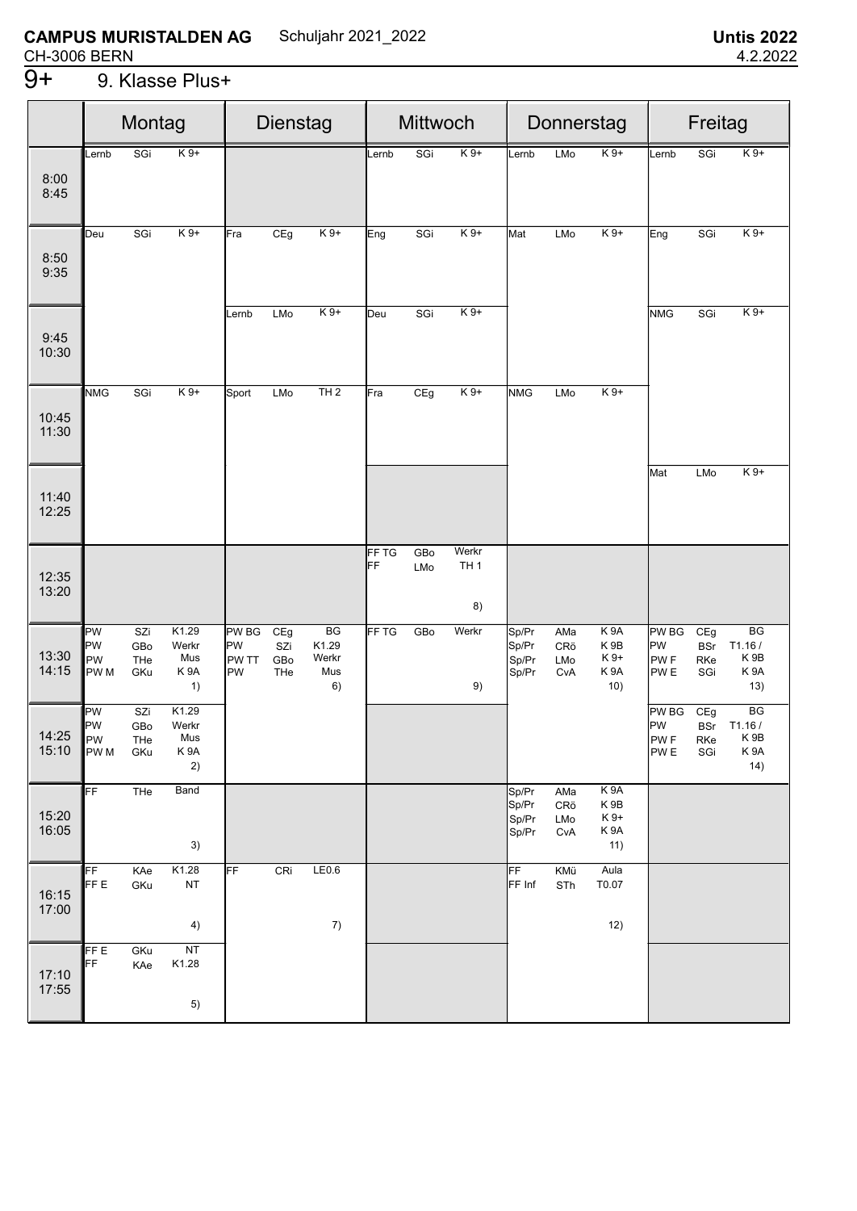**CAMPUS MURISTALDEN AG** Schuljahr 2021_2022 **Untis 2022**
CH-3006 BERN 4.2.2022

# 9+ 9. Klasse Plus+

| | Montag | Dienstag | Mittwoch | Donnerstag | Freitag |
|---|---|---|---|---|---|
| 8:00 8:45 | Lernb SGi K 9+ | | Lernb SGi K 9+ | Lernb LMo K 9+ | Lernb SGi K 9+ |
| 8:50 9:35 | Deu SGi K 9+ | Fra CEg K 9+ | Eng SGi K 9+ | Mat LMo K 9+ | Eng SGi K 9+ |
| 9:45 10:30 | | Lernb LMo K 9+ | Deu SGi K 9+ | | NMG SGi K 9+ |
| 10:45 11:30 | NMG SGi K 9+ | Sport LMo TH 2 | Fra CEg K 9+ | NMG LMo K 9+ | |
| 11:40 12:25 | | | | | Mat LMo K 9+ |
| 12:35 13:20 | | | FF TG GBo Werkr<br>FF LMo TH 1<br>8) | | |
| 13:30 14:15 | PW SZi K1.29<br>PW GBo Werkr<br>PW THe Mus<br>PW M GKu K 9A<br>1) | PW BG CEg BG<br>PW SZi K1.29<br>PW TT GBo Werkr<br>PW THe Mus<br>6) | FF TG GBo Werkr<br>9) | Sp/Pr AMa K 9A<br>Sp/Pr CRö K 9B<br>Sp/Pr LMo K 9+<br>Sp/Pr CvA K 9A<br>10) | PW BG CEg BG<br>PW BSr T1.16 /<br>PW F RKe K 9B<br>PW E SGi K 9A<br>13) |
| 14:25 15:10 | PW SZi K1.29<br>PW GBo Werkr<br>PW THe Mus<br>PW M GKu K 9A<br>2) | | | | PW BG CEg BG<br>PW BSr T1.16 /<br>PW F RKe K 9B<br>PW E SGi K 9A<br>14) |
| 15:20 16:05 | FF THe Band<br>3) | | | Sp/Pr AMa K 9A<br>Sp/Pr CRö K 9B<br>Sp/Pr LMo K 9+<br>Sp/Pr CvA K 9A<br>11) | |
| 16:15 17:00 | FF KAe K1.28<br>FF E GKu NT<br>4) | FF CRi LE0.6<br>7) | | FF KMü Aula<br>FF Inf STh T0.07<br>12) | |
| 17:10 17:55 | FF E GKu NT<br>FF KAe K1.28<br>5) | | | | |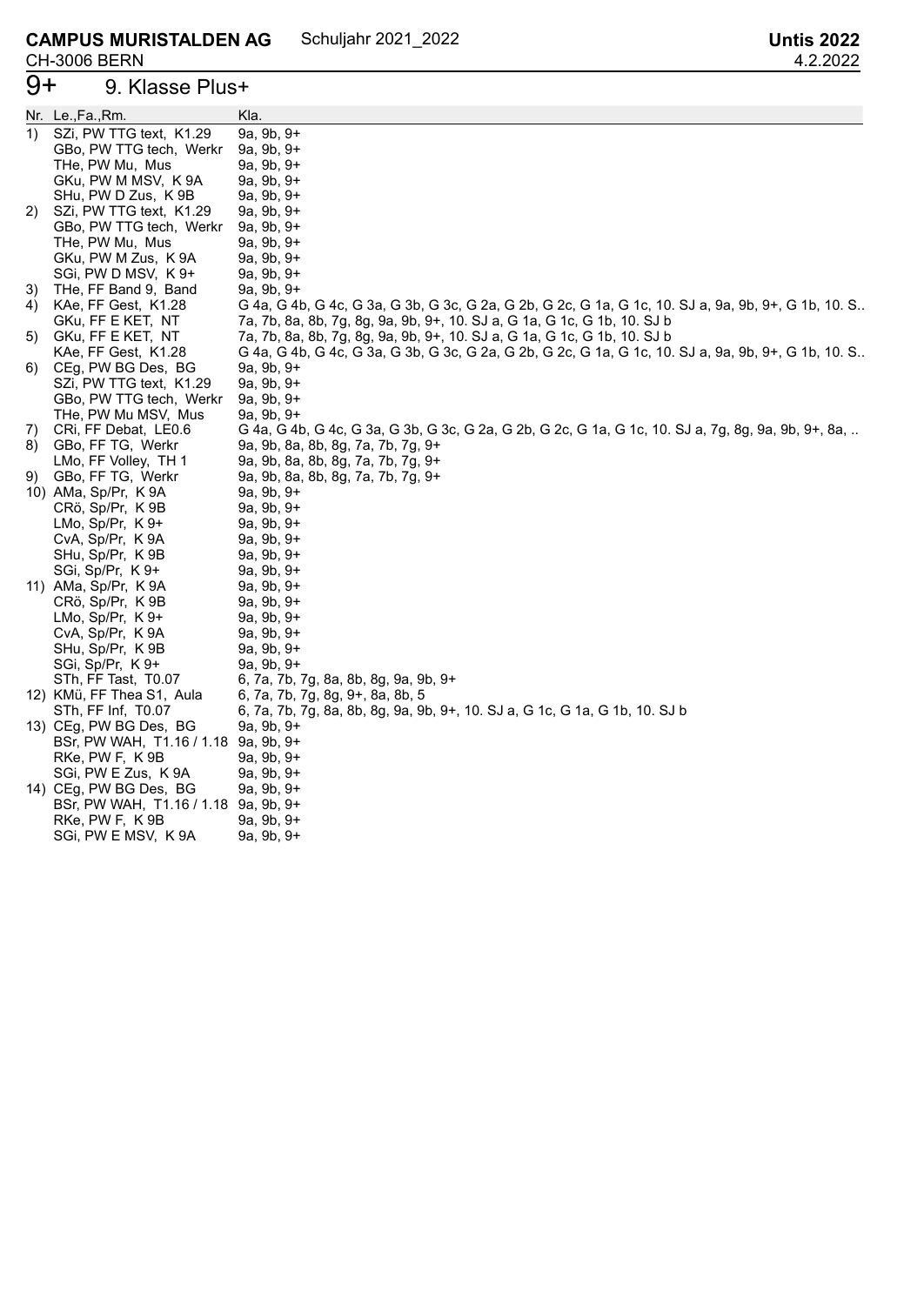# 9+ 9. Klasse Plus+

| Nr. | Le.,Fa.,Rm. | Kla. |
|---|---|---|
| 1) | SZi, PW TTG text, K1.29 | 9a, 9b, 9+ |
| | GBo, PW TTG tech, Werkr | 9a, 9b, 9+ |
| | THe, PW Mu, Mus | 9a, 9b, 9+ |
| | GKu, PW M MSV, K 9A | 9a, 9b, 9+ |
| | SHu, PW D Zus, K 9B | 9a, 9b, 9+ |
| 2) | SZi, PW TTG text, K1.29 | 9a, 9b, 9+ |
| | GBo, PW TTG tech, Werkr | 9a, 9b, 9+ |
| | THe, PW Mu, Mus | 9a, 9b, 9+ |
| | GKu, PW M Zus, K 9A | 9a, 9b, 9+ |
| | SGi, PW D MSV, K 9+ | 9a, 9b, 9+ |
| 3) | THe, FF Band 9, Band | 9a, 9b, 9+ |
| 4) | KAe, FF Gest, K1.28 | G 4a, G 4b, G 4c, G 3a, G 3b, G 3c, G 2a, G 2b, G 2c, G 1a, G 1c, 10. SJ a, 9a, 9b, 9+, G 1b, 10. S.. |
| | GKu, FF E KET, NT | 7a, 7b, 8a, 8b, 7g, 8g, 9a, 9b, 9+, 10. SJ a, G 1a, G 1c, G 1b, 10. SJ b |
| 5) | GKu, FF E KET, NT | 7a, 7b, 8a, 8b, 7g, 8g, 9a, 9b, 9+, 10. SJ a, G 1a, G 1c, G 1b, 10. SJ b |
| | KAe, FF Gest, K1.28 | G 4a, G 4b, G 4c, G 3a, G 3b, G 3c, G 2a, G 2b, G 2c, G 1a, G 1c, 10. SJ a, 9a, 9b, 9+, G 1b, 10. S.. |
| 6) | CEg, PW BG Des, BG | 9a, 9b, 9+ |
| | SZi, PW TTG text, K1.29 | 9a, 9b, 9+ |
| | GBo, PW TTG tech, Werkr | 9a, 9b, 9+ |
| | THe, PW Mu MSV, Mus | 9a, 9b, 9+ |
| 7) | CRi, FF Debat, LE0.6 | G 4a, G 4b, G 4c, G 3a, G 3b, G 3c, G 2a, G 2b, G 2c, G 1a, G 1c, 10. SJ a, 7g, 8g, 9a, 9b, 9+, 8a, .. |
| 8) | GBo, FF TG, Werkr | 9a, 9b, 8a, 8b, 8g, 7a, 7b, 7g, 9+ |
| | LMo, FF Volley, TH 1 | 9a, 9b, 8a, 8b, 8g, 7a, 7b, 7g, 9+ |
| 9) | GBo, FF TG, Werkr | 9a, 9b, 8a, 8b, 8g, 7a, 7b, 7g, 9+ |
| 10) | AMa, Sp/Pr, K 9A | 9a, 9b, 9+ |
| | CRö, Sp/Pr, K 9B | 9a, 9b, 9+ |
| | LMo, Sp/Pr, K 9+ | 9a, 9b, 9+ |
| | CvA, Sp/Pr, K 9A | 9a, 9b, 9+ |
| | SHu, Sp/Pr, K 9B | 9a, 9b, 9+ |
| | SGi, Sp/Pr, K 9+ | 9a, 9b, 9+ |
| 11) | AMa, Sp/Pr, K 9A | 9a, 9b, 9+ |
| | CRö, Sp/Pr, K 9B | 9a, 9b, 9+ |
| | LMo, Sp/Pr, K 9+ | 9a, 9b, 9+ |
| | CvA, Sp/Pr, K 9A | 9a, 9b, 9+ |
| | SHu, Sp/Pr, K 9B | 9a, 9b, 9+ |
| | SGi, Sp/Pr, K 9+ | 9a, 9b, 9+ |
| | STh, FF Tast, T0.07 | 6, 7a, 7b, 7g, 8a, 8b, 8g, 9a, 9b, 9+ |
| 12) | KMü, FF Thea S1, Aula | 6, 7a, 7b, 7g, 8g, 9+, 8a, 8b, 5 |
| | STh, FF Inf, T0.07 | 6, 7a, 7b, 7g, 8a, 8b, 8g, 9a, 9b, 9+, 10. SJ a, G 1c, G 1a, G 1b, 10. SJ b |
| 13) | CEg, PW BG Des, BG | 9a, 9b, 9+ |
| | BSr, PW WAH, T1.16 / 1.18 | 9a, 9b, 9+ |
| | RKe, PW F, K 9B | 9a, 9b, 9+ |
| | SGi, PW E Zus, K 9A | 9a, 9b, 9+ |
| 14) | CEg, PW BG Des, BG | 9a, 9b, 9+ |
| | BSr, PW WAH, T1.16 / 1.18 | 9a, 9b, 9+ |
| | RKe, PW F, K 9B | 9a, 9b, 9+ |
| | SGi, PW E MSV, K 9A | 9a, 9b, 9+ |